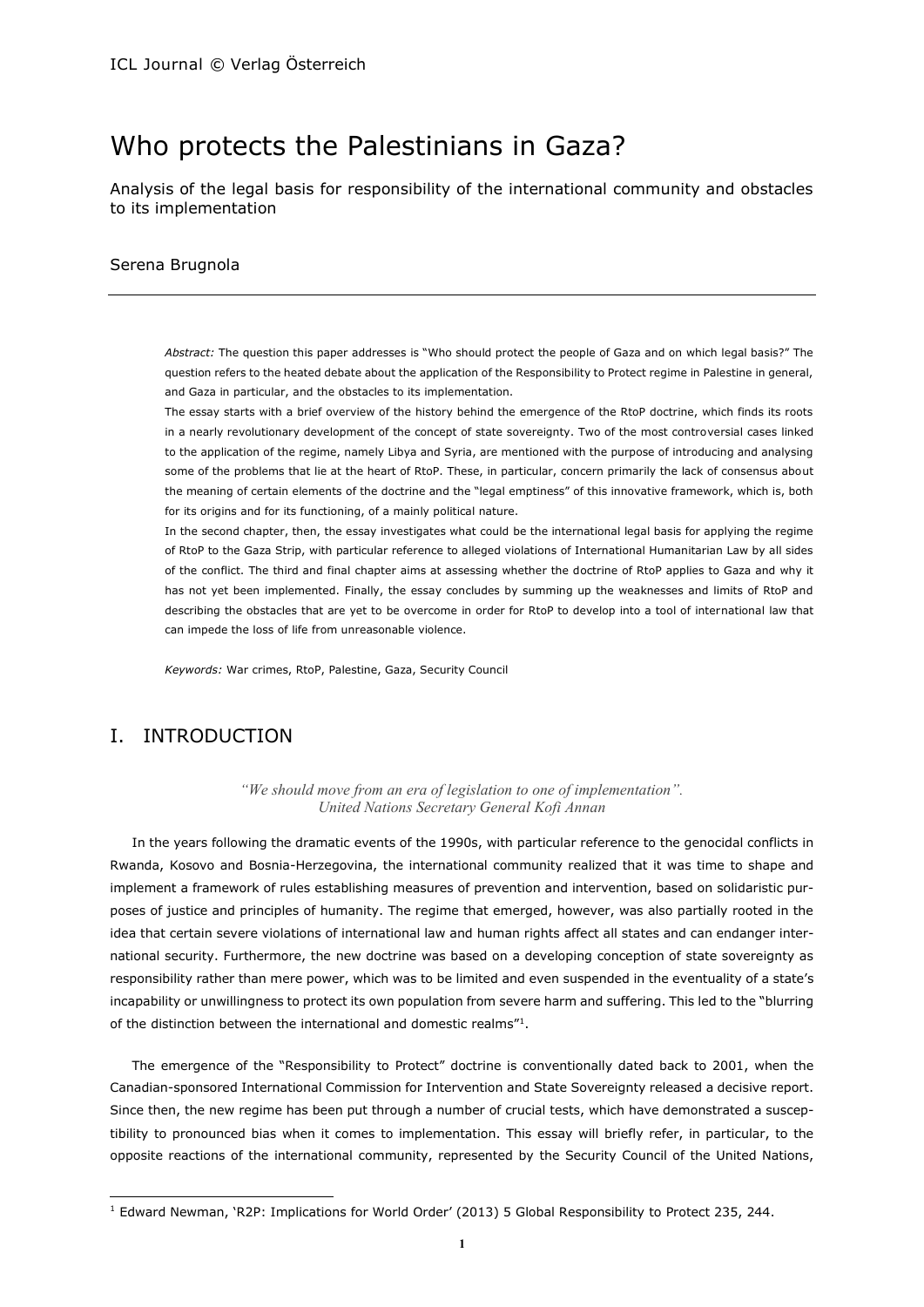# Who protects the Palestinians in Gaza?

Analysis of the legal basis for responsibility of the international community and obstacles to its implementation

Serena Brugnola

---

*Abstract:* The question this paper addresses is "Who should protect the people of Gaza and on which legal basis?" The question refers to the heated debate about the application of the Responsibility to Protect regime in Palestine in general, and Gaza in particular, and the obstacles to its implementation.

The essay starts with a brief overview of the history behind the emergence of the RtoP doctrine, which finds its roots in a nearly revolutionary development of the concept of state sovereignty. Two of the most controversial cases linked to the application of the regime, namely Libya and Syria, are mentioned with the purpose of introducing and analysing some of the problems that lie at the heart of RtoP. These, in particular, concern primarily the lack of consensus about the meaning of certain elements of the doctrine and the "legal emptiness" of this innovative framework, which is, both for its origins and for its functioning, of a mainly political nature.

In the second chapter, then, the essay investigates what could be the international legal basis for applying the regime of RtoP to the Gaza Strip, with particular reference to alleged violations of International Humanitarian Law by all sides of the conflict. The third and final chapter aims at assessing whether the doctrine of RtoP applies to Gaza and why it has not yet been implemented. Finally, the essay concludes by summing up the weaknesses and limits of RtoP and describing the obstacles that are yet to be overcome in order for RtoP to develop into a tool of international law that can impede the loss of life from unreasonable violence.

*Keywords:* War crimes, RtoP, Palestine, Gaza, Security Council

## I. INTRODUCTION

*"We should move from an era of legislation to one of implementation".*
*United Nations Secretary General Kofi Annan*

In the years following the dramatic events of the 1990s, with particular reference to the genocidal conflicts in Rwanda, Kosovo and Bosnia-Herzegovina, the international community realized that it was time to shape and implement a framework of rules establishing measures of prevention and intervention, based on solidaristic purposes of justice and principles of humanity. The regime that emerged, however, was also partially rooted in the idea that certain severe violations of international law and human rights affect all states and can endanger international security. Furthermore, the new doctrine was based on a developing conception of state sovereignty as responsibility rather than mere power, which was to be limited and even suspended in the eventuality of a state's incapability or unwillingness to protect its own population from severe harm and suffering. This led to the "blurring of the distinction between the international and domestic realms"[1].

The emergence of the "Responsibility to Protect" doctrine is conventionally dated back to 2001, when the Canadian-sponsored International Commission for Intervention and State Sovereignty released a decisive report. Since then, the new regime has been put through a number of crucial tests, which have demonstrated a susceptibility to pronounced bias when it comes to implementation. This essay will briefly refer, in particular, to the opposite reactions of the international community, represented by the Security Council of the United Nations,

---

[1] Edward Newman, 'R2P: Implications for World Order' (2013) 5 Global Responsibility to Protect 235, 244.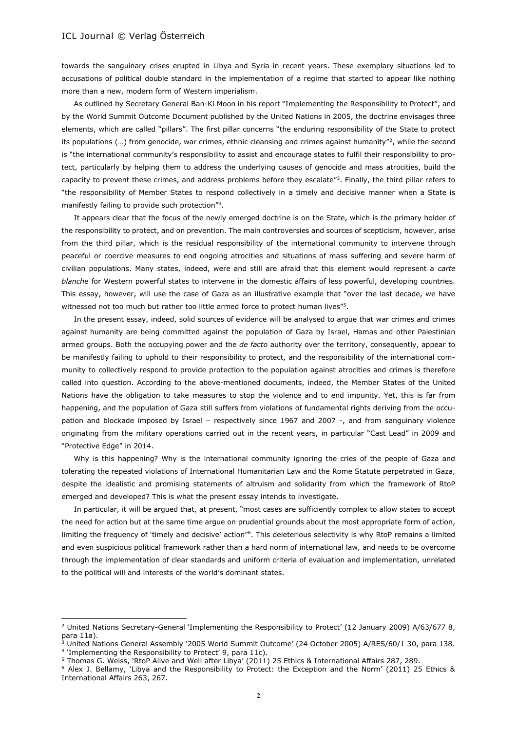towards the sanguinary crises erupted in Libya and Syria in recent years. These exemplary situations led to accusations of political double standard in the implementation of a regime that started to appear like nothing more than a new, modern form of Western imperialism.

As outlined by Secretary General Ban-Ki Moon in his report "Implementing the Responsibility to Protect", and by the World Summit Outcome Document published by the United Nations in 2005, the doctrine envisages three elements, which are called "pillars". The first pillar concerns "the enduring responsibility of the State to protect its populations (…) from genocide, war crimes, ethnic cleansing and crimes against humanity"[2], while the second is "the international community's responsibility to assist and encourage states to fulfil their responsibility to protect, particularly by helping them to address the underlying causes of genocide and mass atrocities, build the capacity to prevent these crimes, and address problems before they escalate"[3]. Finally, the third pillar refers to "the responsibility of Member States to respond collectively in a timely and decisive manner when a State is manifestly failing to provide such protection"[4].

It appears clear that the focus of the newly emerged doctrine is on the State, which is the primary holder of the responsibility to protect, and on prevention. The main controversies and sources of scepticism, however, arise from the third pillar, which is the residual responsibility of the international community to intervene through peaceful or coercive measures to end ongoing atrocities and situations of mass suffering and severe harm of civilian populations. Many states, indeed, were and still are afraid that this element would represent a *carte blanche* for Western powerful states to intervene in the domestic affairs of less powerful, developing countries. This essay, however, will use the case of Gaza as an illustrative example that "over the last decade, we have witnessed not too much but rather too little armed force to protect human lives"[5].

In the present essay, indeed, solid sources of evidence will be analysed to argue that war crimes and crimes against humanity are being committed against the population of Gaza by Israel, Hamas and other Palestinian armed groups. Both the occupying power and the *de facto* authority over the territory, consequently, appear to be manifestly failing to uphold to their responsibility to protect, and the responsibility of the international community to collectively respond to provide protection to the population against atrocities and crimes is therefore called into question. According to the above-mentioned documents, indeed, the Member States of the United Nations have the obligation to take measures to stop the violence and to end impunity. Yet, this is far from happening, and the population of Gaza still suffers from violations of fundamental rights deriving from the occupation and blockade imposed by Israel – respectively since 1967 and 2007 -, and from sanguinary violence originating from the military operations carried out in the recent years, in particular "Cast Lead" in 2009 and "Protective Edge" in 2014.

Why is this happening? Why is the international community ignoring the cries of the people of Gaza and tolerating the repeated violations of International Humanitarian Law and the Rome Statute perpetrated in Gaza, despite the idealistic and promising statements of altruism and solidarity from which the framework of RtoP emerged and developed? This is what the present essay intends to investigate.

In particular, it will be argued that, at present, "most cases are sufficiently complex to allow states to accept the need for action but at the same time argue on prudential grounds about the most appropriate form of action, limiting the frequency of 'timely and decisive' action"[6]. This deleterious selectivity is why RtoP remains a limited and even suspicious political framework rather than a hard norm of international law, and needs to be overcome through the implementation of clear standards and uniform criteria of evaluation and implementation, unrelated to the political will and interests of the world's dominant states.

---

[2] United Nations Secretary-General 'Implementing the Responsibility to Protect' (12 January 2009) A/63/677 8, para 11a).

[3] United Nations General Assembly '2005 World Summit Outcome' (24 October 2005) A/RES/60/1 30, para 138.

[4] 'Implementing the Responsibility to Protect' 9, para 11c).

[5] Thomas G. Weiss, 'RtoP Alive and Well after Libya' (2011) 25 Ethics & International Affairs 287, 289.

[6] Alex J. Bellamy, 'Libya and the Responsibility to Protect: the Exception and the Norm' (2011) 25 Ethics & International Affairs 263, 267.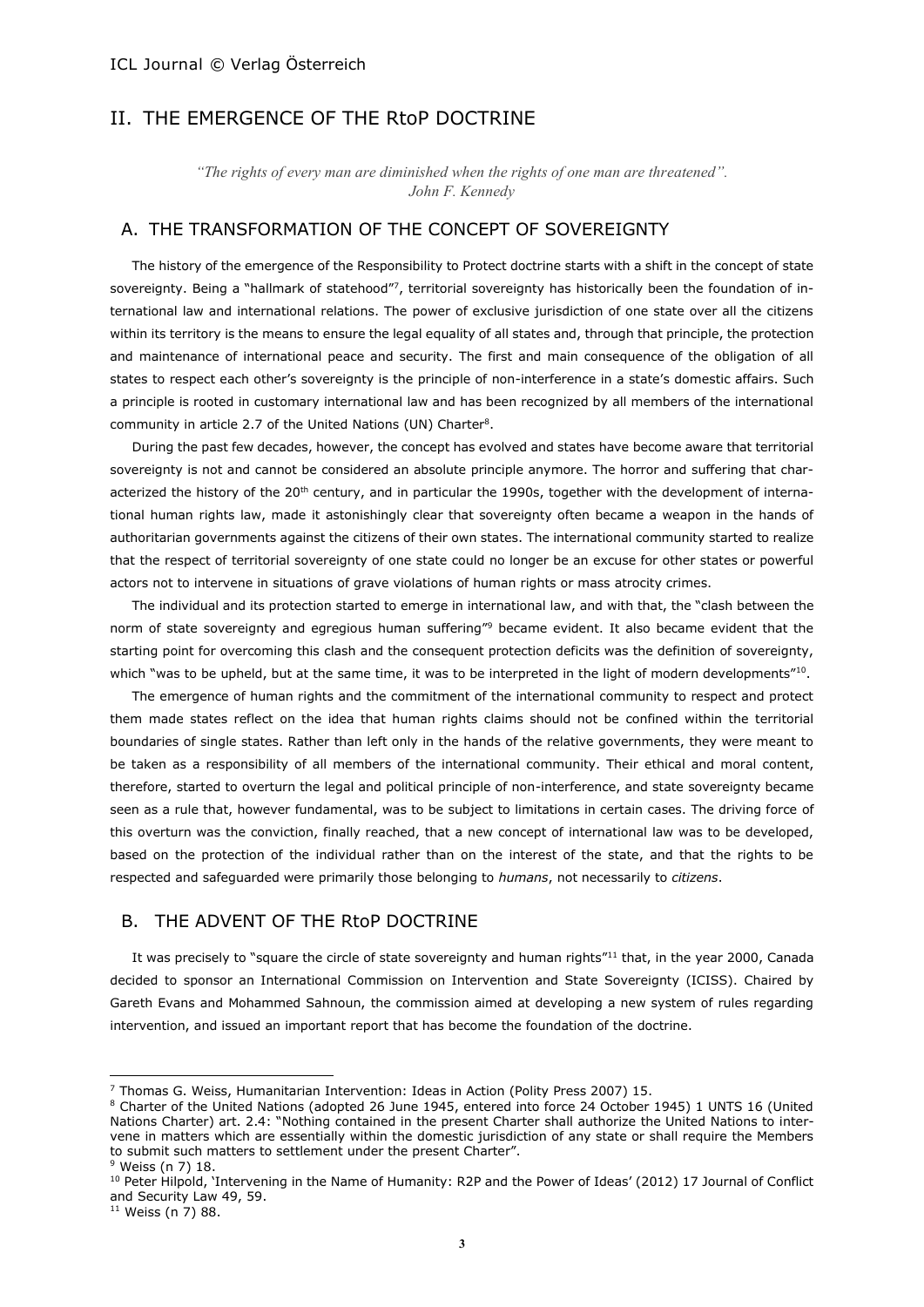## II. THE EMERGENCE OF THE RtoP DOCTRINE

*"The rights of every man are diminished when the rights of one man are threatened". John F. Kennedy*

### A. THE TRANSFORMATION OF THE CONCEPT OF SOVEREIGNTY

The history of the emergence of the Responsibility to Protect doctrine starts with a shift in the concept of state sovereignty. Being a "hallmark of statehood"[7], territorial sovereignty has historically been the foundation of international law and international relations. The power of exclusive jurisdiction of one state over all the citizens within its territory is the means to ensure the legal equality of all states and, through that principle, the protection and maintenance of international peace and security. The first and main consequence of the obligation of all states to respect each other's sovereignty is the principle of non-interference in a state's domestic affairs. Such a principle is rooted in customary international law and has been recognized by all members of the international community in article 2.7 of the United Nations (UN) Charter[8].

During the past few decades, however, the concept has evolved and states have become aware that territorial sovereignty is not and cannot be considered an absolute principle anymore. The horror and suffering that characterized the history of the 20th century, and in particular the 1990s, together with the development of international human rights law, made it astonishingly clear that sovereignty often became a weapon in the hands of authoritarian governments against the citizens of their own states. The international community started to realize that the respect of territorial sovereignty of one state could no longer be an excuse for other states or powerful actors not to intervene in situations of grave violations of human rights or mass atrocity crimes.

The individual and its protection started to emerge in international law, and with that, the "clash between the norm of state sovereignty and egregious human suffering"[9] became evident. It also became evident that the starting point for overcoming this clash and the consequent protection deficits was the definition of sovereignty, which "was to be upheld, but at the same time, it was to be interpreted in the light of modern developments"[10].

The emergence of human rights and the commitment of the international community to respect and protect them made states reflect on the idea that human rights claims should not be confined within the territorial boundaries of single states. Rather than left only in the hands of the relative governments, they were meant to be taken as a responsibility of all members of the international community. Their ethical and moral content, therefore, started to overturn the legal and political principle of non-interference, and state sovereignty became seen as a rule that, however fundamental, was to be subject to limitations in certain cases. The driving force of this overturn was the conviction, finally reached, that a new concept of international law was to be developed, based on the protection of the individual rather than on the interest of the state, and that the rights to be respected and safeguarded were primarily those belonging to *humans*, not necessarily to *citizens*.

### B. THE ADVENT OF THE RtoP DOCTRINE

It was precisely to "square the circle of state sovereignty and human rights"[11] that, in the year 2000, Canada decided to sponsor an International Commission on Intervention and State Sovereignty (ICISS). Chaired by Gareth Evans and Mohammed Sahnoun, the commission aimed at developing a new system of rules regarding intervention, and issued an important report that has become the foundation of the doctrine.

---

[7] Thomas G. Weiss, Humanitarian Intervention: Ideas in Action (Polity Press 2007) 15.

[8] Charter of the United Nations (adopted 26 June 1945, entered into force 24 October 1945) 1 UNTS 16 (United Nations Charter) art. 2.4: "Nothing contained in the present Charter shall authorize the United Nations to intervene in matters which are essentially within the domestic jurisdiction of any state or shall require the Members to submit such matters to settlement under the present Charter".

[9] Weiss (n 7) 18.

[10] Peter Hilpold, 'Intervening in the Name of Humanity: R2P and the Power of Ideas' (2012) 17 Journal of Conflict and Security Law 49, 59.

[11] Weiss (n 7) 88.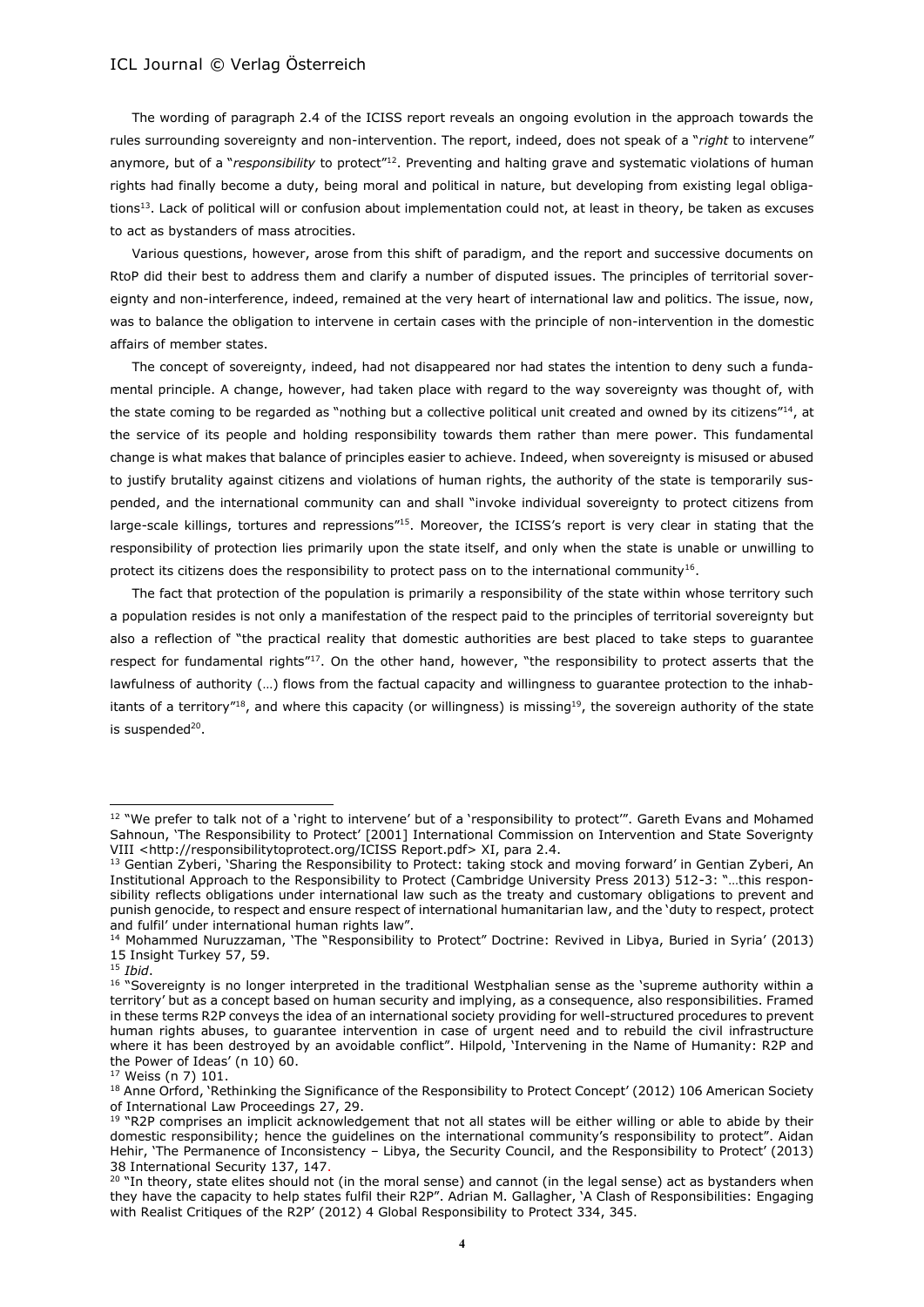The wording of paragraph 2.4 of the ICISS report reveals an ongoing evolution in the approach towards the rules surrounding sovereignty and non-intervention. The report, indeed, does not speak of a "*right* to intervene" anymore, but of a "*responsibility* to protect"[12]. Preventing and halting grave and systematic violations of human rights had finally become a duty, being moral and political in nature, but developing from existing legal obligations[13]. Lack of political will or confusion about implementation could not, at least in theory, be taken as excuses to act as bystanders of mass atrocities.

Various questions, however, arose from this shift of paradigm, and the report and successive documents on RtoP did their best to address them and clarify a number of disputed issues. The principles of territorial sovereignty and non-interference, indeed, remained at the very heart of international law and politics. The issue, now, was to balance the obligation to intervene in certain cases with the principle of non-intervention in the domestic affairs of member states.

The concept of sovereignty, indeed, had not disappeared nor had states the intention to deny such a fundamental principle. A change, however, had taken place with regard to the way sovereignty was thought of, with the state coming to be regarded as "nothing but a collective political unit created and owned by its citizens"[14], at the service of its people and holding responsibility towards them rather than mere power. This fundamental change is what makes that balance of principles easier to achieve. Indeed, when sovereignty is misused or abused to justify brutality against citizens and violations of human rights, the authority of the state is temporarily suspended, and the international community can and shall "invoke individual sovereignty to protect citizens from large-scale killings, tortures and repressions"[15]. Moreover, the ICISS's report is very clear in stating that the responsibility of protection lies primarily upon the state itself, and only when the state is unable or unwilling to protect its citizens does the responsibility to protect pass on to the international community[16].

The fact that protection of the population is primarily a responsibility of the state within whose territory such a population resides is not only a manifestation of the respect paid to the principles of territorial sovereignty but also a reflection of "the practical reality that domestic authorities are best placed to take steps to guarantee respect for fundamental rights"[17]. On the other hand, however, "the responsibility to protect asserts that the lawfulness of authority (…) flows from the factual capacity and willingness to guarantee protection to the inhabitants of a territory"[18], and where this capacity (or willingness) is missing[19], the sovereign authority of the state is suspended[20].

---

[12] "We prefer to talk not of a 'right to intervene' but of a 'responsibility to protect'". Gareth Evans and Mohamed Sahnoun, 'The Responsibility to Protect' [2001] International Commission on Intervention and State Soverignty VIII <http://responsibilitytoprotect.org/ICISS Report.pdf> XI, para 2.4.

[13] Gentian Zyberi, 'Sharing the Responsibility to Protect: taking stock and moving forward' in Gentian Zyberi, An Institutional Approach to the Responsibility to Protect (Cambridge University Press 2013) 512-3: "…this responsibility reflects obligations under international law such as the treaty and customary obligations to prevent and punish genocide, to respect and ensure respect of international humanitarian law, and the 'duty to respect, protect and fulfil' under international human rights law".

[14] Mohammed Nuruzzaman, 'The "Responsibility to Protect" Doctrine: Revived in Libya, Buried in Syria' (2013) 15 Insight Turkey 57, 59.

[15] *Ibid*.

[16] "Sovereignty is no longer interpreted in the traditional Westphalian sense as the 'supreme authority within a territory' but as a concept based on human security and implying, as a consequence, also responsibilities. Framed in these terms R2P conveys the idea of an international society providing for well-structured procedures to prevent human rights abuses, to guarantee intervention in case of urgent need and to rebuild the civil infrastructure where it has been destroyed by an avoidable conflict". Hilpold, 'Intervening in the Name of Humanity: R2P and the Power of Ideas' (n 10) 60.

[17] Weiss (n 7) 101.

[18] Anne Orford, 'Rethinking the Significance of the Responsibility to Protect Concept' (2012) 106 American Society of International Law Proceedings 27, 29.

[19] "R2P comprises an implicit acknowledgement that not all states will be either willing or able to abide by their domestic responsibility; hence the guidelines on the international community's responsibility to protect". Aidan Hehir, 'The Permanence of Inconsistency – Libya, the Security Council, and the Responsibility to Protect' (2013) 38 International Security 137, 147.

[20] "In theory, state elites should not (in the moral sense) and cannot (in the legal sense) act as bystanders when they have the capacity to help states fulfil their R2P". Adrian M. Gallagher, 'A Clash of Responsibilities: Engaging with Realist Critiques of the R2P' (2012) 4 Global Responsibility to Protect 334, 345.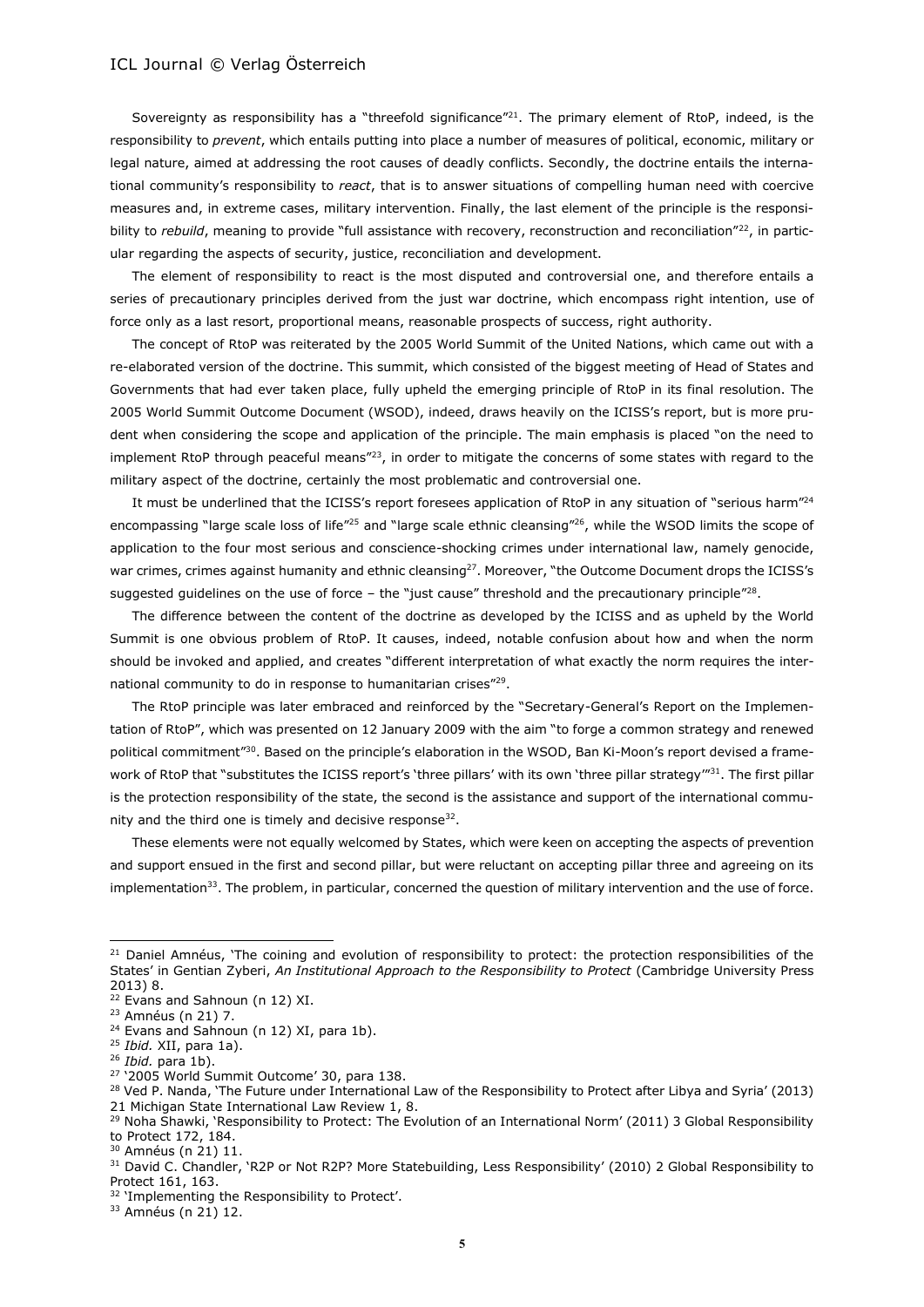Sovereignty as responsibility has a "threefold significance"[21]. The primary element of RtoP, indeed, is the responsibility to *prevent*, which entails putting into place a number of measures of political, economic, military or legal nature, aimed at addressing the root causes of deadly conflicts. Secondly, the doctrine entails the international community's responsibility to *react*, that is to answer situations of compelling human need with coercive measures and, in extreme cases, military intervention. Finally, the last element of the principle is the responsibility to *rebuild*, meaning to provide "full assistance with recovery, reconstruction and reconciliation"[22], in particular regarding the aspects of security, justice, reconciliation and development.

The element of responsibility to react is the most disputed and controversial one, and therefore entails a series of precautionary principles derived from the just war doctrine, which encompass right intention, use of force only as a last resort, proportional means, reasonable prospects of success, right authority.

The concept of RtoP was reiterated by the 2005 World Summit of the United Nations, which came out with a re-elaborated version of the doctrine. This summit, which consisted of the biggest meeting of Head of States and Governments that had ever taken place, fully upheld the emerging principle of RtoP in its final resolution. The 2005 World Summit Outcome Document (WSOD), indeed, draws heavily on the ICISS's report, but is more prudent when considering the scope and application of the principle. The main emphasis is placed "on the need to implement RtoP through peaceful means"[23], in order to mitigate the concerns of some states with regard to the military aspect of the doctrine, certainly the most problematic and controversial one.

It must be underlined that the ICISS's report foresees application of RtoP in any situation of "serious harm"[24] encompassing "large scale loss of life"[25] and "large scale ethnic cleansing"[26], while the WSOD limits the scope of application to the four most serious and conscience-shocking crimes under international law, namely genocide, war crimes, crimes against humanity and ethnic cleansing[27]. Moreover, "the Outcome Document drops the ICISS's suggested guidelines on the use of force – the "just cause" threshold and the precautionary principle"[28].

The difference between the content of the doctrine as developed by the ICISS and as upheld by the World Summit is one obvious problem of RtoP. It causes, indeed, notable confusion about how and when the norm should be invoked and applied, and creates "different interpretation of what exactly the norm requires the international community to do in response to humanitarian crises"[29].

The RtoP principle was later embraced and reinforced by the "Secretary-General's Report on the Implementation of RtoP", which was presented on 12 January 2009 with the aim "to forge a common strategy and renewed political commitment"[30]. Based on the principle's elaboration in the WSOD, Ban Ki-Moon's report devised a framework of RtoP that "substitutes the ICISS report's 'three pillars' with its own 'three pillar strategy'"[31]. The first pillar is the protection responsibility of the state, the second is the assistance and support of the international community and the third one is timely and decisive response[32].

These elements were not equally welcomed by States, which were keen on accepting the aspects of prevention and support ensued in the first and second pillar, but were reluctant on accepting pillar three and agreeing on its implementation[33]. The problem, in particular, concerned the question of military intervention and the use of force.

---

[21] Daniel Amnéus, 'The coining and evolution of responsibility to protect: the protection responsibilities of the States' in Gentian Zyberi, *An Institutional Approach to the Responsibility to Protect* (Cambridge University Press 2013) 8.

[22] Evans and Sahnoun (n 12) XI.

[23] Amnéus (n 21) 7.

[24] Evans and Sahnoun (n 12) XI, para 1b).

[25] *Ibid.* XII, para 1a).

[26] *Ibid.* para 1b).

[27] '2005 World Summit Outcome' 30, para 138.

[28] Ved P. Nanda, 'The Future under International Law of the Responsibility to Protect after Libya and Syria' (2013) 21 Michigan State International Law Review 1, 8.

[29] Noha Shawki, 'Responsibility to Protect: The Evolution of an International Norm' (2011) 3 Global Responsibility to Protect 172, 184.

[30] Amnéus (n 21) 11.

[31] David C. Chandler, 'R2P or Not R2P? More Statebuilding, Less Responsibility' (2010) 2 Global Responsibility to Protect 161, 163.

[32] 'Implementing the Responsibility to Protect'.

[33] Amnéus (n 21) 12.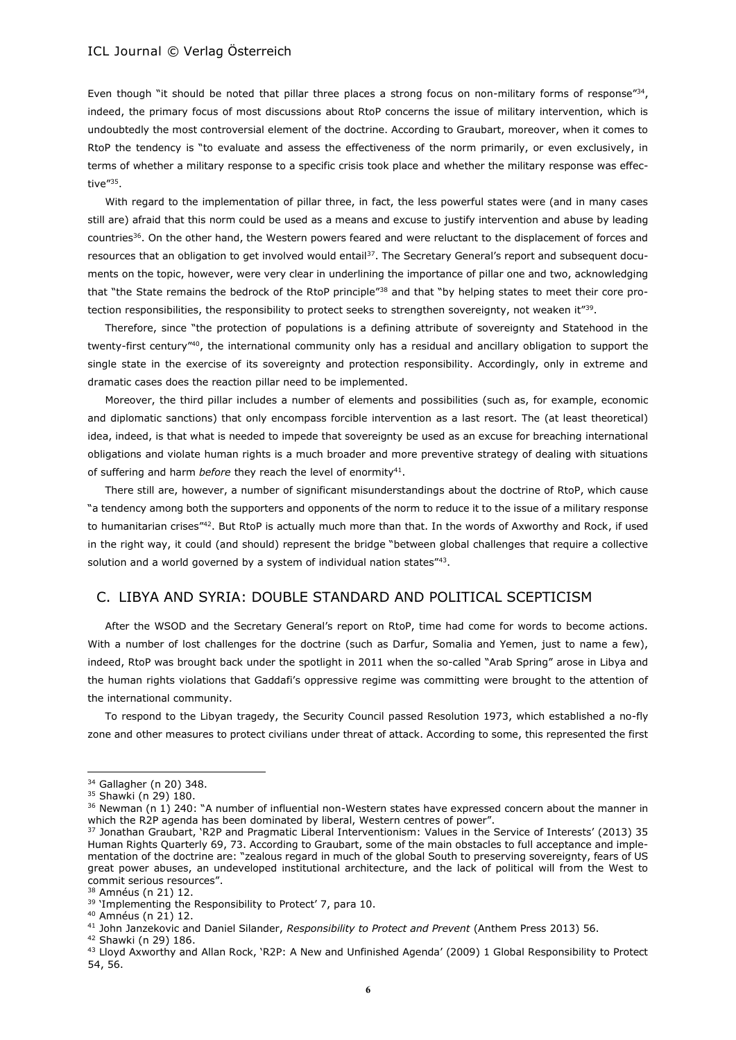Even though "it should be noted that pillar three places a strong focus on non-military forms of response"[34], indeed, the primary focus of most discussions about RtoP concerns the issue of military intervention, which is undoubtedly the most controversial element of the doctrine. According to Graubart, moreover, when it comes to RtoP the tendency is "to evaluate and assess the effectiveness of the norm primarily, or even exclusively, in terms of whether a military response to a specific crisis took place and whether the military response was effective"[35].

With regard to the implementation of pillar three, in fact, the less powerful states were (and in many cases still are) afraid that this norm could be used as a means and excuse to justify intervention and abuse by leading countries[36]. On the other hand, the Western powers feared and were reluctant to the displacement of forces and resources that an obligation to get involved would entail[37]. The Secretary General's report and subsequent documents on the topic, however, were very clear in underlining the importance of pillar one and two, acknowledging that "the State remains the bedrock of the RtoP principle"[38] and that "by helping states to meet their core protection responsibilities, the responsibility to protect seeks to strengthen sovereignty, not weaken it"[39].

Therefore, since "the protection of populations is a defining attribute of sovereignty and Statehood in the twenty-first century"[40], the international community only has a residual and ancillary obligation to support the single state in the exercise of its sovereignty and protection responsibility. Accordingly, only in extreme and dramatic cases does the reaction pillar need to be implemented.

Moreover, the third pillar includes a number of elements and possibilities (such as, for example, economic and diplomatic sanctions) that only encompass forcible intervention as a last resort. The (at least theoretical) idea, indeed, is that what is needed to impede that sovereignty be used as an excuse for breaching international obligations and violate human rights is a much broader and more preventive strategy of dealing with situations of suffering and harm *before* they reach the level of enormity[41].

There still are, however, a number of significant misunderstandings about the doctrine of RtoP, which cause "a tendency among both the supporters and opponents of the norm to reduce it to the issue of a military response to humanitarian crises"[42]. But RtoP is actually much more than that. In the words of Axworthy and Rock, if used in the right way, it could (and should) represent the bridge "between global challenges that require a collective solution and a world governed by a system of individual nation states"[43].

## C. LIBYA AND SYRIA: DOUBLE STANDARD AND POLITICAL SCEPTICISM

After the WSOD and the Secretary General's report on RtoP, time had come for words to become actions. With a number of lost challenges for the doctrine (such as Darfur, Somalia and Yemen, just to name a few), indeed, RtoP was brought back under the spotlight in 2011 when the so-called "Arab Spring" arose in Libya and the human rights violations that Gaddafi's oppressive regime was committing were brought to the attention of the international community.

To respond to the Libyan tragedy, the Security Council passed Resolution 1973, which established a no-fly zone and other measures to protect civilians under threat of attack. According to some, this represented the first

---

[34] Gallagher (n 20) 348.

[35] Shawki (n 29) 180.

[36] Newman (n 1) 240: "A number of influential non-Western states have expressed concern about the manner in which the R2P agenda has been dominated by liberal, Western centres of power".

[37] Jonathan Graubart, 'R2P and Pragmatic Liberal Interventionism: Values in the Service of Interests' (2013) 35 Human Rights Quarterly 69, 73. According to Graubart, some of the main obstacles to full acceptance and implementation of the doctrine are: "zealous regard in much of the global South to preserving sovereignty, fears of US great power abuses, an undeveloped institutional architecture, and the lack of political will from the West to commit serious resources".

[38] Amnéus (n 21) 12.

[39] 'Implementing the Responsibility to Protect' 7, para 10.

[40] Amnéus (n 21) 12.

[41] John Janzekovic and Daniel Silander, *Responsibility to Protect and Prevent* (Anthem Press 2013) 56.

[42] Shawki (n 29) 186.

[43] Lloyd Axworthy and Allan Rock, 'R2P: A New and Unfinished Agenda' (2009) 1 Global Responsibility to Protect 54, 56.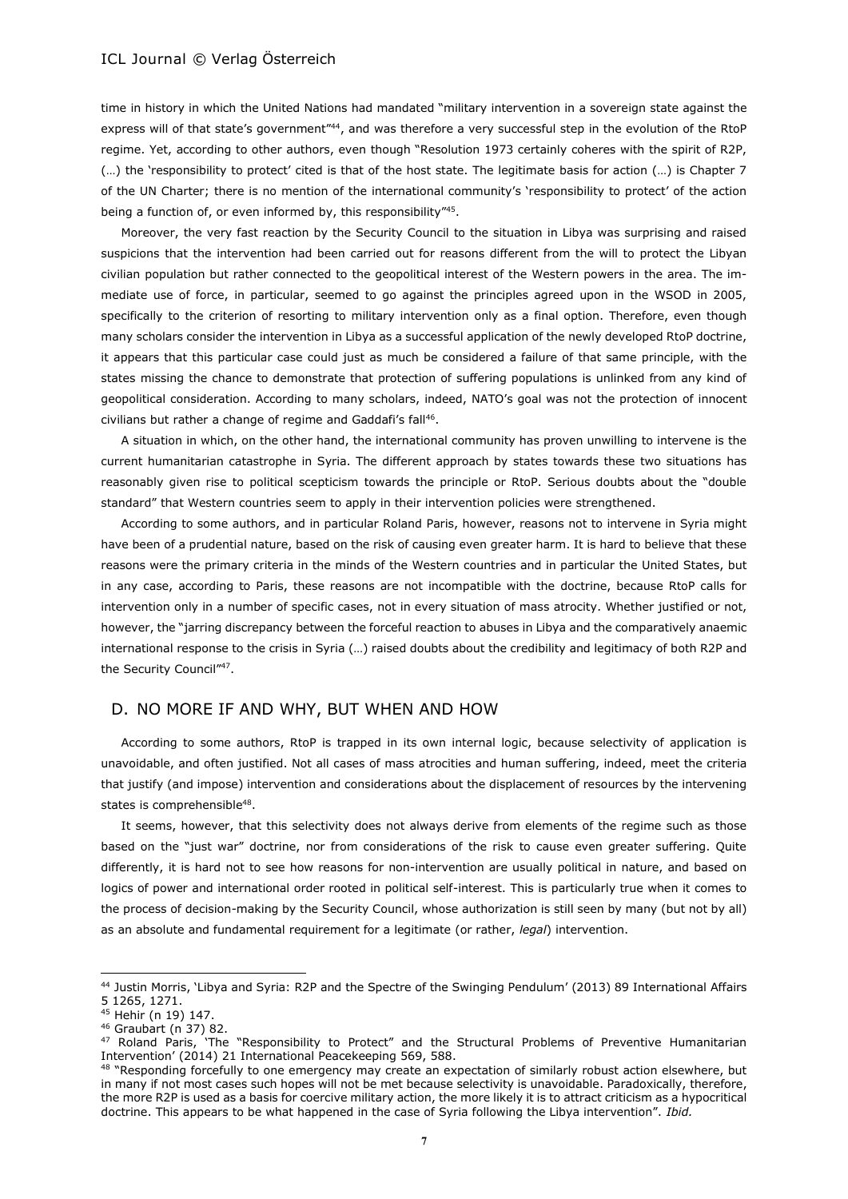time in history in which the United Nations had mandated "military intervention in a sovereign state against the express will of that state's government"[44], and was therefore a very successful step in the evolution of the RtoP regime. Yet, according to other authors, even though "Resolution 1973 certainly coheres with the spirit of R2P, (…) the 'responsibility to protect' cited is that of the host state. The legitimate basis for action (…) is Chapter 7 of the UN Charter; there is no mention of the international community's 'responsibility to protect' of the action being a function of, or even informed by, this responsibility"[45].

Moreover, the very fast reaction by the Security Council to the situation in Libya was surprising and raised suspicions that the intervention had been carried out for reasons different from the will to protect the Libyan civilian population but rather connected to the geopolitical interest of the Western powers in the area. The immediate use of force, in particular, seemed to go against the principles agreed upon in the WSOD in 2005, specifically to the criterion of resorting to military intervention only as a final option. Therefore, even though many scholars consider the intervention in Libya as a successful application of the newly developed RtoP doctrine, it appears that this particular case could just as much be considered a failure of that same principle, with the states missing the chance to demonstrate that protection of suffering populations is unlinked from any kind of geopolitical consideration. According to many scholars, indeed, NATO's goal was not the protection of innocent civilians but rather a change of regime and Gaddafi's fall[46].

A situation in which, on the other hand, the international community has proven unwilling to intervene is the current humanitarian catastrophe in Syria. The different approach by states towards these two situations has reasonably given rise to political scepticism towards the principle or RtoP. Serious doubts about the "double standard" that Western countries seem to apply in their intervention policies were strengthened.

According to some authors, and in particular Roland Paris, however, reasons not to intervene in Syria might have been of a prudential nature, based on the risk of causing even greater harm. It is hard to believe that these reasons were the primary criteria in the minds of the Western countries and in particular the United States, but in any case, according to Paris, these reasons are not incompatible with the doctrine, because RtoP calls for intervention only in a number of specific cases, not in every situation of mass atrocity. Whether justified or not, however, the "jarring discrepancy between the forceful reaction to abuses in Libya and the comparatively anaemic international response to the crisis in Syria (…) raised doubts about the credibility and legitimacy of both R2P and the Security Council"[47].

## D. NO MORE IF AND WHY, BUT WHEN AND HOW

According to some authors, RtoP is trapped in its own internal logic, because selectivity of application is unavoidable, and often justified. Not all cases of mass atrocities and human suffering, indeed, meet the criteria that justify (and impose) intervention and considerations about the displacement of resources by the intervening states is comprehensible[48].

It seems, however, that this selectivity does not always derive from elements of the regime such as those based on the "just war" doctrine, nor from considerations of the risk to cause even greater suffering. Quite differently, it is hard not to see how reasons for non-intervention are usually political in nature, and based on logics of power and international order rooted in political self-interest. This is particularly true when it comes to the process of decision-making by the Security Council, whose authorization is still seen by many (but not by all) as an absolute and fundamental requirement for a legitimate (or rather, *legal*) intervention.

---

[44] Justin Morris, 'Libya and Syria: R2P and the Spectre of the Swinging Pendulum' (2013) 89 International Affairs 5 1265, 1271.

[45] Hehir (n 19) 147.

[46] Graubart (n 37) 82.

[47] Roland Paris, 'The "Responsibility to Protect" and the Structural Problems of Preventive Humanitarian Intervention' (2014) 21 International Peacekeeping 569, 588.

[48] "Responding forcefully to one emergency may create an expectation of similarly robust action elsewhere, but in many if not most cases such hopes will not be met because selectivity is unavoidable. Paradoxically, therefore, the more R2P is used as a basis for coercive military action, the more likely it is to attract criticism as a hypocritical doctrine. This appears to be what happened in the case of Syria following the Libya intervention". *Ibid.*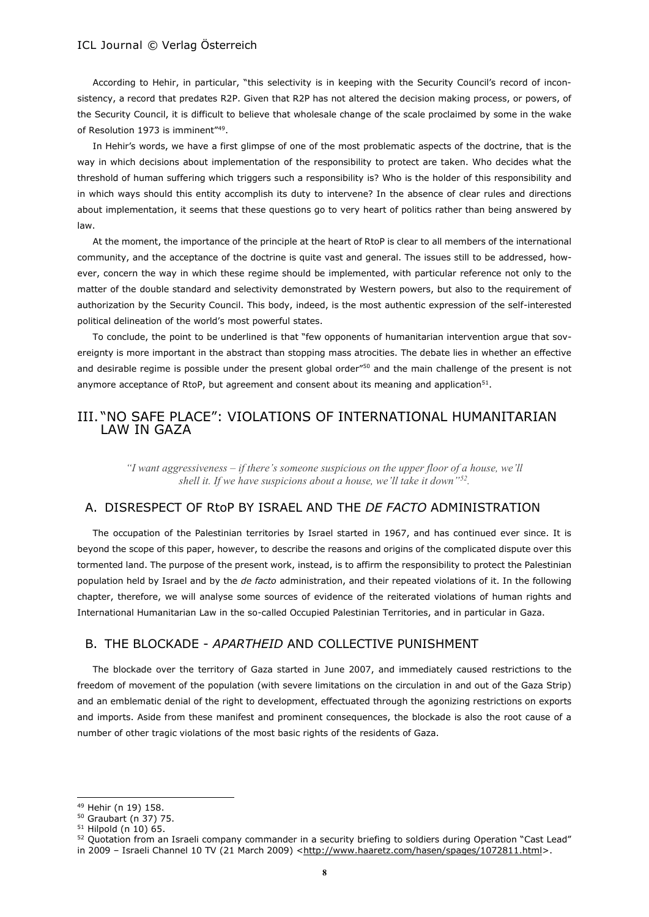According to Hehir, in particular, "this selectivity is in keeping with the Security Council's record of inconsistency, a record that predates R2P. Given that R2P has not altered the decision making process, or powers, of the Security Council, it is difficult to believe that wholesale change of the scale proclaimed by some in the wake of Resolution 1973 is imminent"[49].

In Hehir's words, we have a first glimpse of one of the most problematic aspects of the doctrine, that is the way in which decisions about implementation of the responsibility to protect are taken. Who decides what the threshold of human suffering which triggers such a responsibility is? Who is the holder of this responsibility and in which ways should this entity accomplish its duty to intervene? In the absence of clear rules and directions about implementation, it seems that these questions go to very heart of politics rather than being answered by law.

At the moment, the importance of the principle at the heart of RtoP is clear to all members of the international community, and the acceptance of the doctrine is quite vast and general. The issues still to be addressed, however, concern the way in which these regime should be implemented, with particular reference not only to the matter of the double standard and selectivity demonstrated by Western powers, but also to the requirement of authorization by the Security Council. This body, indeed, is the most authentic expression of the self-interested political delineation of the world's most powerful states.

To conclude, the point to be underlined is that "few opponents of humanitarian intervention argue that sovereignty is more important in the abstract than stopping mass atrocities. The debate lies in whether an effective and desirable regime is possible under the present global order"[50] and the main challenge of the present is not anymore acceptance of RtoP, but agreement and consent about its meaning and application[51].

# III. "NO SAFE PLACE": VIOLATIONS OF INTERNATIONAL HUMANITARIAN LAW IN GAZA

> *"I want aggressiveness – if there's someone suspicious on the upper floor of a house, we'll shell it. If we have suspicions about a house, we'll take it down"*[52].

## A. DISRESPECT OF RtoP BY ISRAEL AND THE *DE FACTO* ADMINISTRATION

The occupation of the Palestinian territories by Israel started in 1967, and has continued ever since. It is beyond the scope of this paper, however, to describe the reasons and origins of the complicated dispute over this tormented land. The purpose of the present work, instead, is to affirm the responsibility to protect the Palestinian population held by Israel and by the *de facto* administration, and their repeated violations of it. In the following chapter, therefore, we will analyse some sources of evidence of the reiterated violations of human rights and International Humanitarian Law in the so-called Occupied Palestinian Territories, and in particular in Gaza.

## B. THE BLOCKADE - *APARTHEID* AND COLLECTIVE PUNISHMENT

The blockade over the territory of Gaza started in June 2007, and immediately caused restrictions to the freedom of movement of the population (with severe limitations on the circulation in and out of the Gaza Strip) and an emblematic denial of the right to development, effectuated through the agonizing restrictions on exports and imports. Aside from these manifest and prominent consequences, the blockade is also the root cause of a number of other tragic violations of the most basic rights of the residents of Gaza.

---

[49] Hehir (n 19) 158.

[50] Graubart (n 37) 75.

[51] Hilpold (n 10) 65.

[52] Quotation from an Israeli company commander in a security briefing to soldiers during Operation "Cast Lead" in 2009 – Israeli Channel 10 TV (21 March 2009) <http://www.haaretz.com/hasen/spages/1072811.html>.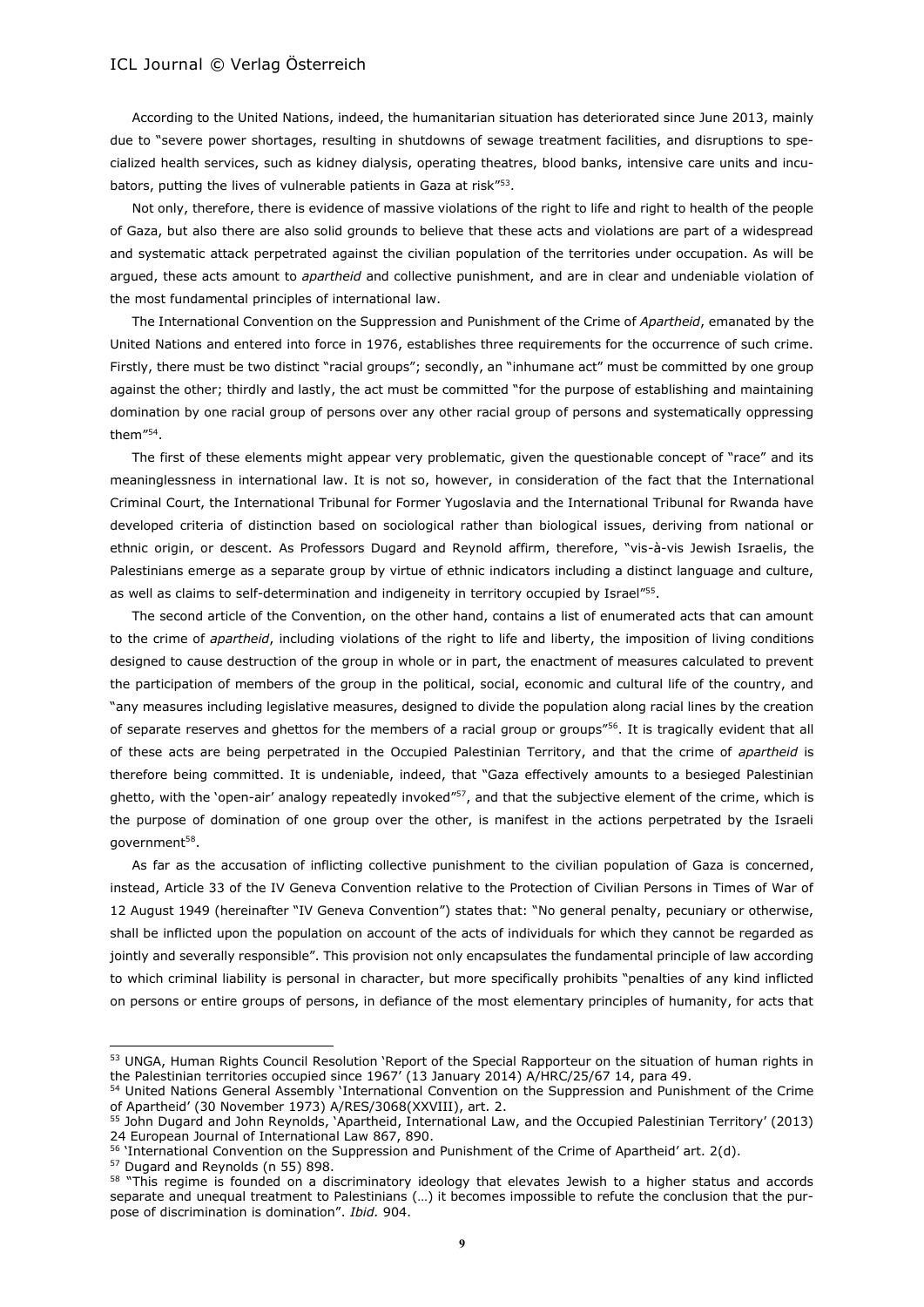According to the United Nations, indeed, the humanitarian situation has deteriorated since June 2013, mainly due to "severe power shortages, resulting in shutdowns of sewage treatment facilities, and disruptions to specialized health services, such as kidney dialysis, operating theatres, blood banks, intensive care units and incubators, putting the lives of vulnerable patients in Gaza at risk"[53].

Not only, therefore, there is evidence of massive violations of the right to life and right to health of the people of Gaza, but also there are also solid grounds to believe that these acts and violations are part of a widespread and systematic attack perpetrated against the civilian population of the territories under occupation. As will be argued, these acts amount to *apartheid* and collective punishment, and are in clear and undeniable violation of the most fundamental principles of international law.

The International Convention on the Suppression and Punishment of the Crime of *Apartheid*, emanated by the United Nations and entered into force in 1976, establishes three requirements for the occurrence of such crime. Firstly, there must be two distinct "racial groups"; secondly, an "inhumane act" must be committed by one group against the other; thirdly and lastly, the act must be committed "for the purpose of establishing and maintaining domination by one racial group of persons over any other racial group of persons and systematically oppressing them"[54].

The first of these elements might appear very problematic, given the questionable concept of "race" and its meaninglessness in international law. It is not so, however, in consideration of the fact that the International Criminal Court, the International Tribunal for Former Yugoslavia and the International Tribunal for Rwanda have developed criteria of distinction based on sociological rather than biological issues, deriving from national or ethnic origin, or descent. As Professors Dugard and Reynold affirm, therefore, "vis-à-vis Jewish Israelis, the Palestinians emerge as a separate group by virtue of ethnic indicators including a distinct language and culture, as well as claims to self-determination and indigeneity in territory occupied by Israel"[55].

The second article of the Convention, on the other hand, contains a list of enumerated acts that can amount to the crime of *apartheid*, including violations of the right to life and liberty, the imposition of living conditions designed to cause destruction of the group in whole or in part, the enactment of measures calculated to prevent the participation of members of the group in the political, social, economic and cultural life of the country, and "any measures including legislative measures, designed to divide the population along racial lines by the creation of separate reserves and ghettos for the members of a racial group or groups"[56]. It is tragically evident that all of these acts are being perpetrated in the Occupied Palestinian Territory, and that the crime of *apartheid* is therefore being committed. It is undeniable, indeed, that "Gaza effectively amounts to a besieged Palestinian ghetto, with the 'open-air' analogy repeatedly invoked"[57], and that the subjective element of the crime, which is the purpose of domination of one group over the other, is manifest in the actions perpetrated by the Israeli government[58].

As far as the accusation of inflicting collective punishment to the civilian population of Gaza is concerned, instead, Article 33 of the IV Geneva Convention relative to the Protection of Civilian Persons in Times of War of 12 August 1949 (hereinafter "IV Geneva Convention") states that: "No general penalty, pecuniary or otherwise, shall be inflicted upon the population on account of the acts of individuals for which they cannot be regarded as jointly and severally responsible". This provision not only encapsulates the fundamental principle of law according to which criminal liability is personal in character, but more specifically prohibits "penalties of any kind inflicted on persons or entire groups of persons, in defiance of the most elementary principles of humanity, for acts that

---

[53] UNGA, Human Rights Council Resolution 'Report of the Special Rapporteur on the situation of human rights in the Palestinian territories occupied since 1967' (13 January 2014) A/HRC/25/67 14, para 49.

[54] United Nations General Assembly 'International Convention on the Suppression and Punishment of the Crime of Apartheid' (30 November 1973) A/RES/3068(XXVIII), art. 2.

[55] John Dugard and John Reynolds, 'Apartheid, International Law, and the Occupied Palestinian Territory' (2013) 24 European Journal of International Law 867, 890.

[56] 'International Convention on the Suppression and Punishment of the Crime of Apartheid' art. 2(d).

[57] Dugard and Reynolds (n 55) 898.

[58] "This regime is founded on a discriminatory ideology that elevates Jewish to a higher status and accords separate and unequal treatment to Palestinians (…) it becomes impossible to refute the conclusion that the purpose of discrimination is domination". *Ibid.* 904.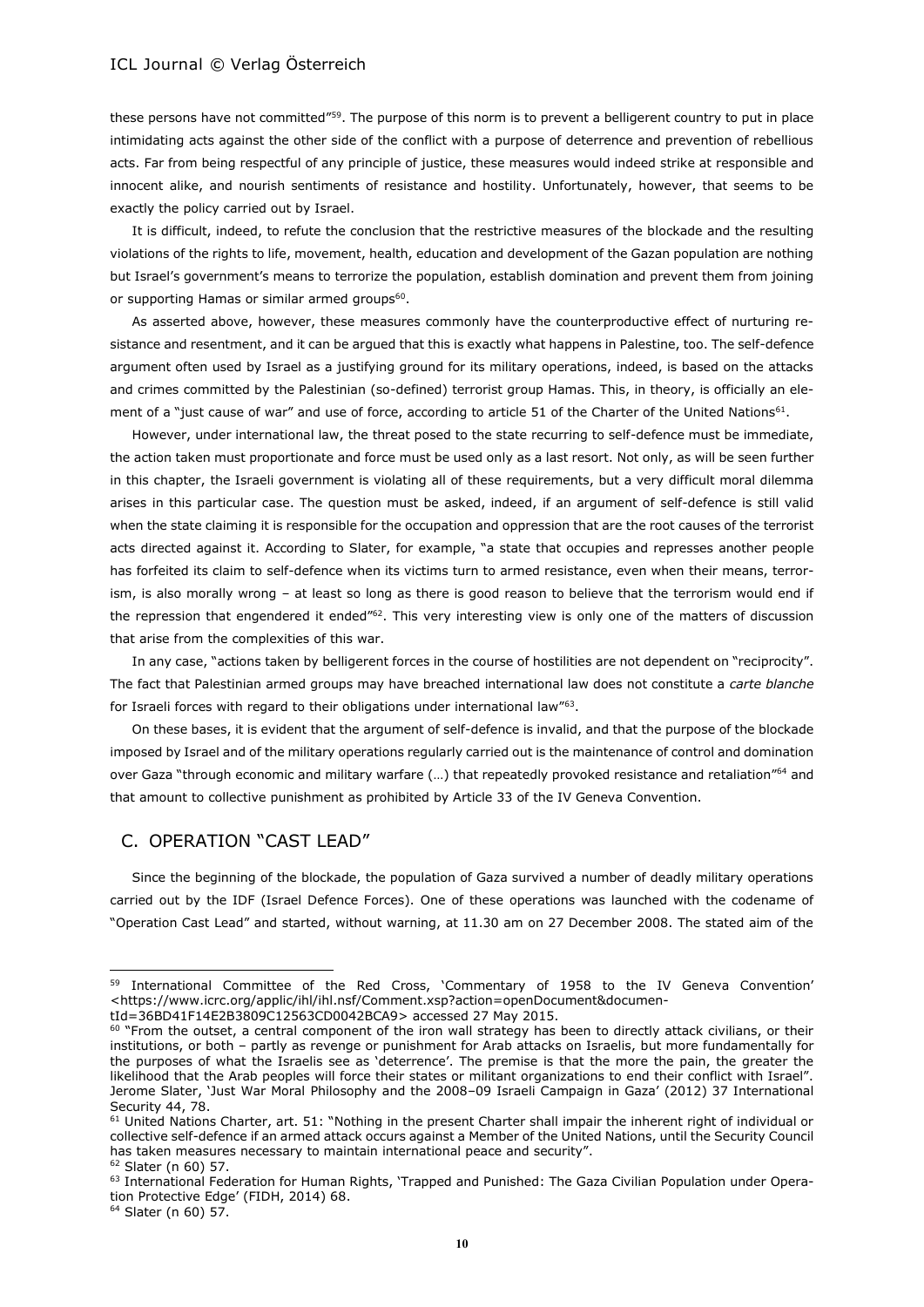these persons have not committed"[59]. The purpose of this norm is to prevent a belligerent country to put in place intimidating acts against the other side of the conflict with a purpose of deterrence and prevention of rebellious acts. Far from being respectful of any principle of justice, these measures would indeed strike at responsible and innocent alike, and nourish sentiments of resistance and hostility. Unfortunately, however, that seems to be exactly the policy carried out by Israel.

It is difficult, indeed, to refute the conclusion that the restrictive measures of the blockade and the resulting violations of the rights to life, movement, health, education and development of the Gazan population are nothing but Israel's government's means to terrorize the population, establish domination and prevent them from joining or supporting Hamas or similar armed groups[60].

As asserted above, however, these measures commonly have the counterproductive effect of nurturing resistance and resentment, and it can be argued that this is exactly what happens in Palestine, too. The self-defence argument often used by Israel as a justifying ground for its military operations, indeed, is based on the attacks and crimes committed by the Palestinian (so-defined) terrorist group Hamas. This, in theory, is officially an element of a "just cause of war" and use of force, according to article 51 of the Charter of the United Nations[61].

However, under international law, the threat posed to the state recurring to self-defence must be immediate, the action taken must proportionate and force must be used only as a last resort. Not only, as will be seen further in this chapter, the Israeli government is violating all of these requirements, but a very difficult moral dilemma arises in this particular case. The question must be asked, indeed, if an argument of self-defence is still valid when the state claiming it is responsible for the occupation and oppression that are the root causes of the terrorist acts directed against it. According to Slater, for example, "a state that occupies and represses another people has forfeited its claim to self-defence when its victims turn to armed resistance, even when their means, terrorism, is also morally wrong – at least so long as there is good reason to believe that the terrorism would end if the repression that engendered it ended"[62]. This very interesting view is only one of the matters of discussion that arise from the complexities of this war.

In any case, "actions taken by belligerent forces in the course of hostilities are not dependent on "reciprocity". The fact that Palestinian armed groups may have breached international law does not constitute a *carte blanche* for Israeli forces with regard to their obligations under international law"[63].

On these bases, it is evident that the argument of self-defence is invalid, and that the purpose of the blockade imposed by Israel and of the military operations regularly carried out is the maintenance of control and domination over Gaza "through economic and military warfare (…) that repeatedly provoked resistance and retaliation"[64] and that amount to collective punishment as prohibited by Article 33 of the IV Geneva Convention.

## C. OPERATION "CAST LEAD"

Since the beginning of the blockade, the population of Gaza survived a number of deadly military operations carried out by the IDF (Israel Defence Forces). One of these operations was launched with the codename of "Operation Cast Lead" and started, without warning, at 11.30 am on 27 December 2008. The stated aim of the

---

[59] International Committee of the Red Cross, 'Commentary of 1958 to the IV Geneva Convention' <https://www.icrc.org/applic/ihl/ihl.nsf/Comment.xsp?action=openDocument&documentId=36BD41F14E2B3809C12563CD0042BCA9> accessed 27 May 2015.

[60] "From the outset, a central component of the iron wall strategy has been to directly attack civilians, or their institutions, or both – partly as revenge or punishment for Arab attacks on Israelis, but more fundamentally for the purposes of what the Israelis see as 'deterrence'. The premise is that the more the pain, the greater the likelihood that the Arab peoples will force their states or militant organizations to end their conflict with Israel". Jerome Slater, 'Just War Moral Philosophy and the 2008–09 Israeli Campaign in Gaza' (2012) 37 International Security 44, 78.

[61] United Nations Charter, art. 51: "Nothing in the present Charter shall impair the inherent right of individual or collective self-defence if an armed attack occurs against a Member of the United Nations, until the Security Council has taken measures necessary to maintain international peace and security".

[62] Slater (n 60) 57.

[63] International Federation for Human Rights, 'Trapped and Punished: The Gaza Civilian Population under Operation Protective Edge' (FIDH, 2014) 68.

[64] Slater (n 60) 57.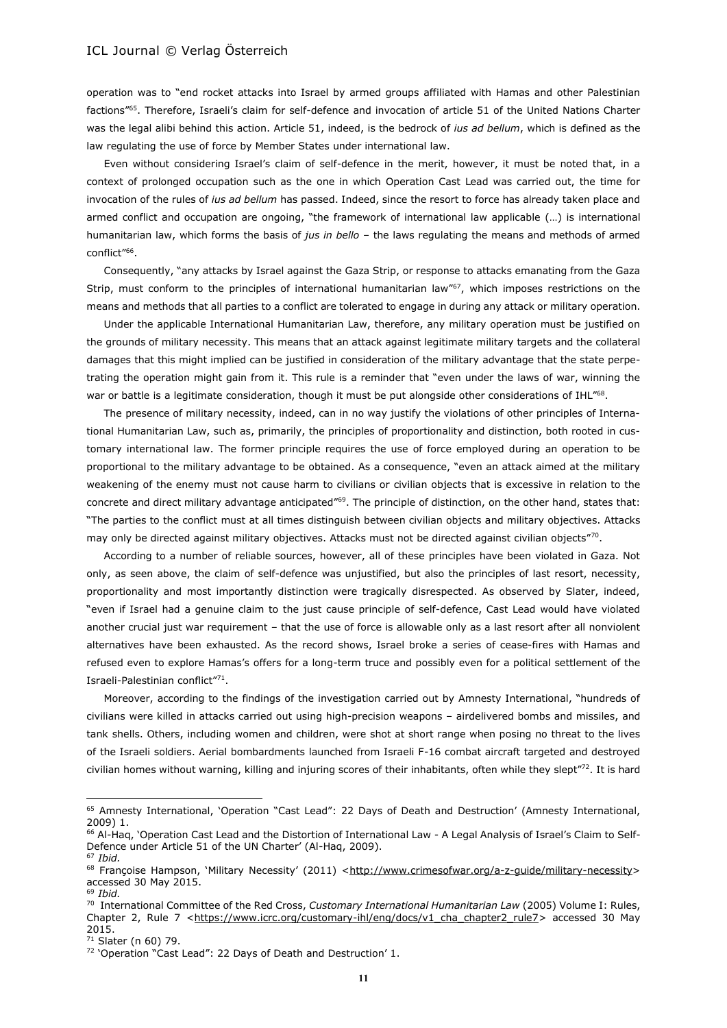operation was to "end rocket attacks into Israel by armed groups affiliated with Hamas and other Palestinian factions"[65]. Therefore, Israeli's claim for self-defence and invocation of article 51 of the United Nations Charter was the legal alibi behind this action. Article 51, indeed, is the bedrock of *ius ad bellum*, which is defined as the law regulating the use of force by Member States under international law.

Even without considering Israel's claim of self-defence in the merit, however, it must be noted that, in a context of prolonged occupation such as the one in which Operation Cast Lead was carried out, the time for invocation of the rules of *ius ad bellum* has passed. Indeed, since the resort to force has already taken place and armed conflict and occupation are ongoing, "the framework of international law applicable (…) is international humanitarian law, which forms the basis of *jus in bello* – the laws regulating the means and methods of armed conflict"[66].

Consequently, "any attacks by Israel against the Gaza Strip, or response to attacks emanating from the Gaza Strip, must conform to the principles of international humanitarian law"[67], which imposes restrictions on the means and methods that all parties to a conflict are tolerated to engage in during any attack or military operation.

Under the applicable International Humanitarian Law, therefore, any military operation must be justified on the grounds of military necessity. This means that an attack against legitimate military targets and the collateral damages that this might implied can be justified in consideration of the military advantage that the state perpetrating the operation might gain from it. This rule is a reminder that "even under the laws of war, winning the war or battle is a legitimate consideration, though it must be put alongside other considerations of IHL"[68].

The presence of military necessity, indeed, can in no way justify the violations of other principles of International Humanitarian Law, such as, primarily, the principles of proportionality and distinction, both rooted in customary international law. The former principle requires the use of force employed during an operation to be proportional to the military advantage to be obtained. As a consequence, "even an attack aimed at the military weakening of the enemy must not cause harm to civilians or civilian objects that is excessive in relation to the concrete and direct military advantage anticipated"[69]. The principle of distinction, on the other hand, states that: "The parties to the conflict must at all times distinguish between civilian objects and military objectives. Attacks may only be directed against military objectives. Attacks must not be directed against civilian objects"[70].

According to a number of reliable sources, however, all of these principles have been violated in Gaza. Not only, as seen above, the claim of self-defence was unjustified, but also the principles of last resort, necessity, proportionality and most importantly distinction were tragically disrespected. As observed by Slater, indeed, "even if Israel had a genuine claim to the just cause principle of self-defence, Cast Lead would have violated another crucial just war requirement – that the use of force is allowable only as a last resort after all nonviolent alternatives have been exhausted. As the record shows, Israel broke a series of cease-fires with Hamas and refused even to explore Hamas's offers for a long-term truce and possibly even for a political settlement of the Israeli-Palestinian conflict"[71].

Moreover, according to the findings of the investigation carried out by Amnesty International, "hundreds of civilians were killed in attacks carried out using high-precision weapons – airdelivered bombs and missiles, and tank shells. Others, including women and children, were shot at short range when posing no threat to the lives of the Israeli soldiers. Aerial bombardments launched from Israeli F-16 combat aircraft targeted and destroyed civilian homes without warning, killing and injuring scores of their inhabitants, often while they slept"[72]. It is hard

---

[65] Amnesty International, 'Operation "Cast Lead": 22 Days of Death and Destruction' (Amnesty International, 2009) 1.

[66] Al-Haq, 'Operation Cast Lead and the Distortion of International Law - A Legal Analysis of Israel's Claim to Self-Defence under Article 51 of the UN Charter' (Al-Haq, 2009).

[67] *Ibid.*

[68] Françoise Hampson, 'Military Necessity' (2011) <http://www.crimesofwar.org/a-z-guide/military-necessity> accessed 30 May 2015.

[69] *Ibid.*

[70] International Committee of the Red Cross, *Customary International Humanitarian Law* (2005) Volume I: Rules, Chapter 2, Rule 7 <https://www.icrc.org/customary-ihl/eng/docs/v1_cha_chapter2_rule7> accessed 30 May 2015.

[71] Slater (n 60) 79.

[72] 'Operation "Cast Lead": 22 Days of Death and Destruction' 1.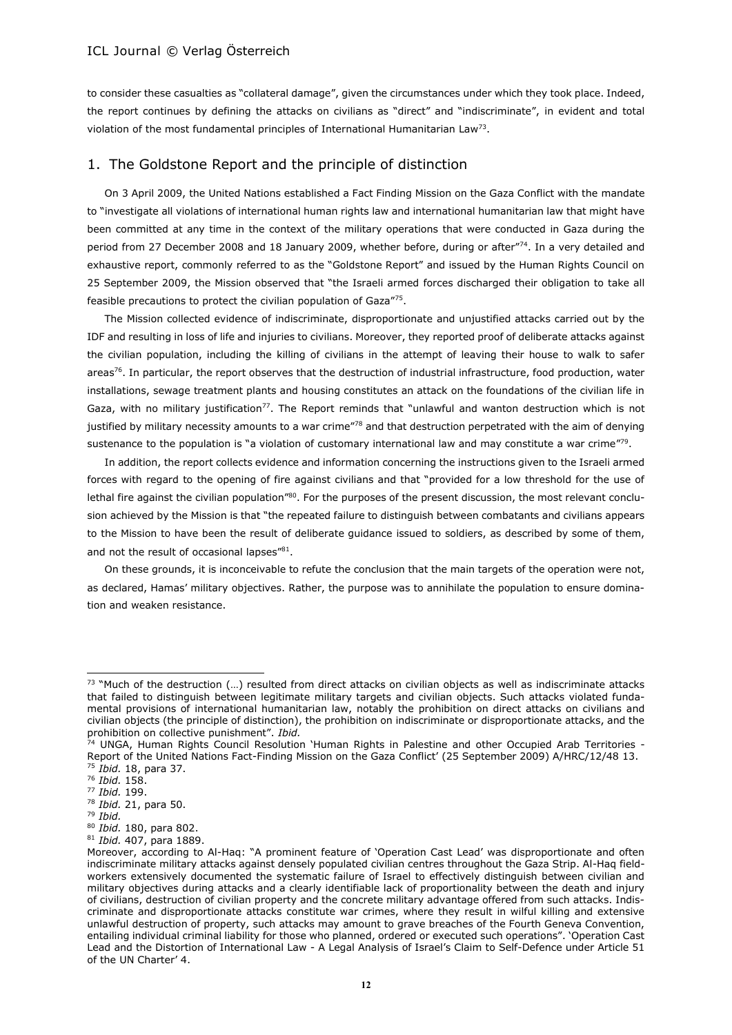to consider these casualties as "collateral damage", given the circumstances under which they took place. Indeed, the report continues by defining the attacks on civilians as "direct" and "indiscriminate", in evident and total violation of the most fundamental principles of International Humanitarian Law[73].

## 1. The Goldstone Report and the principle of distinction

On 3 April 2009, the United Nations established a Fact Finding Mission on the Gaza Conflict with the mandate to "investigate all violations of international human rights law and international humanitarian law that might have been committed at any time in the context of the military operations that were conducted in Gaza during the period from 27 December 2008 and 18 January 2009, whether before, during or after"[74]. In a very detailed and exhaustive report, commonly referred to as the "Goldstone Report" and issued by the Human Rights Council on 25 September 2009, the Mission observed that "the Israeli armed forces discharged their obligation to take all feasible precautions to protect the civilian population of Gaza"[75].

The Mission collected evidence of indiscriminate, disproportionate and unjustified attacks carried out by the IDF and resulting in loss of life and injuries to civilians. Moreover, they reported proof of deliberate attacks against the civilian population, including the killing of civilians in the attempt of leaving their house to walk to safer areas[76]. In particular, the report observes that the destruction of industrial infrastructure, food production, water installations, sewage treatment plants and housing constitutes an attack on the foundations of the civilian life in Gaza, with no military justification[77]. The Report reminds that "unlawful and wanton destruction which is not justified by military necessity amounts to a war crime"[78] and that destruction perpetrated with the aim of denying sustenance to the population is "a violation of customary international law and may constitute a war crime"[79].

In addition, the report collects evidence and information concerning the instructions given to the Israeli armed forces with regard to the opening of fire against civilians and that "provided for a low threshold for the use of lethal fire against the civilian population"[80]. For the purposes of the present discussion, the most relevant conclusion achieved by the Mission is that "the repeated failure to distinguish between combatants and civilians appears to the Mission to have been the result of deliberate guidance issued to soldiers, as described by some of them, and not the result of occasional lapses"[81].

On these grounds, it is inconceivable to refute the conclusion that the main targets of the operation were not, as declared, Hamas' military objectives. Rather, the purpose was to annihilate the population to ensure domination and weaken resistance.

---

[73] "Much of the destruction (…) resulted from direct attacks on civilian objects as well as indiscriminate attacks that failed to distinguish between legitimate military targets and civilian objects. Such attacks violated fundamental provisions of international humanitarian law, notably the prohibition on direct attacks on civilians and civilian objects (the principle of distinction), the prohibition on indiscriminate or disproportionate attacks, and the prohibition on collective punishment". *Ibid.*

[74] UNGA, Human Rights Council Resolution 'Human Rights in Palestine and other Occupied Arab Territories - Report of the United Nations Fact-Finding Mission on the Gaza Conflict' (25 September 2009) A/HRC/12/48 13.

[75] *Ibid.* 18, para 37.

[76] *Ibid.* 158.

[77] *Ibid.* 199.

[78] *Ibid.* 21, para 50.

[79] *Ibid.*

[80] *Ibid.* 180, para 802.

[81] *Ibid.* 407, para 1889.

Moreover, according to Al-Haq: "A prominent feature of 'Operation Cast Lead' was disproportionate and often indiscriminate military attacks against densely populated civilian centres throughout the Gaza Strip. Al-Haq fieldworkers extensively documented the systematic failure of Israel to effectively distinguish between civilian and military objectives during attacks and a clearly identifiable lack of proportionality between the death and injury of civilians, destruction of civilian property and the concrete military advantage offered from such attacks. Indiscriminate and disproportionate attacks constitute war crimes, where they result in wilful killing and extensive unlawful destruction of property, such attacks may amount to grave breaches of the Fourth Geneva Convention, entailing individual criminal liability for those who planned, ordered or executed such operations". 'Operation Cast Lead and the Distortion of International Law - A Legal Analysis of Israel's Claim to Self-Defence under Article 51 of the UN Charter' 4.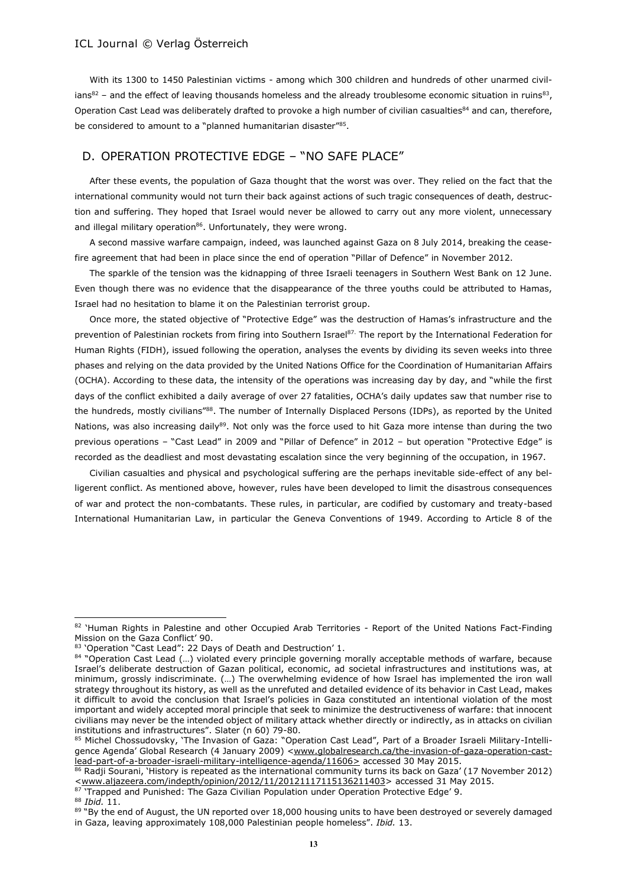With its 1300 to 1450 Palestinian victims - among which 300 children and hundreds of other unarmed civilians[82] – and the effect of leaving thousands homeless and the already troublesome economic situation in ruins[83], Operation Cast Lead was deliberately drafted to provoke a high number of civilian casualties[84] and can, therefore, be considered to amount to a "planned humanitarian disaster"[85].

## D. OPERATION PROTECTIVE EDGE – "NO SAFE PLACE"

After these events, the population of Gaza thought that the worst was over. They relied on the fact that the international community would not turn their back against actions of such tragic consequences of death, destruction and suffering. They hoped that Israel would never be allowed to carry out any more violent, unnecessary and illegal military operation[86]. Unfortunately, they were wrong.

A second massive warfare campaign, indeed, was launched against Gaza on 8 July 2014, breaking the ceasefire agreement that had been in place since the end of operation "Pillar of Defence" in November 2012.

The sparkle of the tension was the kidnapping of three Israeli teenagers in Southern West Bank on 12 June. Even though there was no evidence that the disappearance of the three youths could be attributed to Hamas, Israel had no hesitation to blame it on the Palestinian terrorist group.

Once more, the stated objective of "Protective Edge" was the destruction of Hamas's infrastructure and the prevention of Palestinian rockets from firing into Southern Israel[87]. The report by the International Federation for Human Rights (FIDH), issued following the operation, analyses the events by dividing its seven weeks into three phases and relying on the data provided by the United Nations Office for the Coordination of Humanitarian Affairs (OCHA). According to these data, the intensity of the operations was increasing day by day, and "while the first days of the conflict exhibited a daily average of over 27 fatalities, OCHA's daily updates saw that number rise to the hundreds, mostly civilians"[88]. The number of Internally Displaced Persons (IDPs), as reported by the United Nations, was also increasing daily[89]. Not only was the force used to hit Gaza more intense than during the two previous operations – "Cast Lead" in 2009 and "Pillar of Defence" in 2012 – but operation "Protective Edge" is recorded as the deadliest and most devastating escalation since the very beginning of the occupation, in 1967.

Civilian casualties and physical and psychological suffering are the perhaps inevitable side-effect of any belligerent conflict. As mentioned above, however, rules have been developed to limit the disastrous consequences of war and protect the non-combatants. These rules, in particular, are codified by customary and treaty-based International Humanitarian Law, in particular the Geneva Conventions of 1949. According to Article 8 of the

---

[82] 'Human Rights in Palestine and other Occupied Arab Territories - Report of the United Nations Fact-Finding Mission on the Gaza Conflict' 90.

[83] 'Operation "Cast Lead": 22 Days of Death and Destruction' 1.

[84] "Operation Cast Lead (…) violated every principle governing morally acceptable methods of warfare, because Israel's deliberate destruction of Gazan political, economic, ad societal infrastructures and institutions was, at minimum, grossly indiscriminate. (…) The overwhelming evidence of how Israel has implemented the iron wall strategy throughout its history, as well as the unrefuted and detailed evidence of its behavior in Cast Lead, makes it difficult to avoid the conclusion that Israel's policies in Gaza constituted an intentional violation of the most important and widely accepted moral principle that seek to minimize the destructiveness of warfare: that innocent civilians may never be the intended object of military attack whether directly or indirectly, as in attacks on civilian institutions and infrastructures". Slater (n 60) 79-80.

[85] Michel Chossudovsky, 'The Invasion of Gaza: "Operation Cast Lead", Part of a Broader Israeli Military-Intelligence Agenda' Global Research (4 January 2009) <www.globalresearch.ca/the-invasion-of-gaza-operation-cast-lead-part-of-a-broader-israeli-military-intelligence-agenda/11606> accessed 30 May 2015.

[86] Radji Sourani, 'History is repeated as the international community turns its back on Gaza' (17 November 2012) <www.aljazeera.com/indepth/opinion/2012/11/20121117115136211403> accessed 31 May 2015.

[87] 'Trapped and Punished: The Gaza Civilian Population under Operation Protective Edge' 9.

[88] *Ibid.* 11.

[89] "By the end of August, the UN reported over 18,000 housing units to have been destroyed or severely damaged in Gaza, leaving approximately 108,000 Palestinian people homeless". *Ibid.* 13.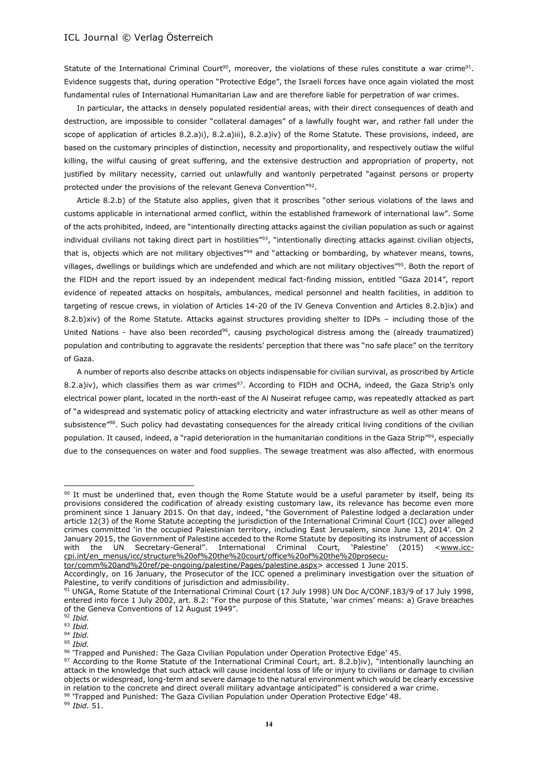Statute of the International Criminal Court[90], moreover, the violations of these rules constitute a war crime[91]. Evidence suggests that, during operation "Protective Edge", the Israeli forces have once again violated the most fundamental rules of International Humanitarian Law and are therefore liable for perpetration of war crimes.

In particular, the attacks in densely populated residential areas, with their direct consequences of death and destruction, are impossible to consider "collateral damages" of a lawfully fought war, and rather fall under the scope of application of articles 8.2.a)i), 8.2.a)iii), 8.2.a)iv) of the Rome Statute. These provisions, indeed, are based on the customary principles of distinction, necessity and proportionality, and respectively outlaw the wilful killing, the wilful causing of great suffering, and the extensive destruction and appropriation of property, not justified by military necessity, carried out unlawfully and wantonly perpetrated "against persons or property protected under the provisions of the relevant Geneva Convention"[92].

Article 8.2.b) of the Statute also applies, given that it proscribes "other serious violations of the laws and customs applicable in international armed conflict, within the established framework of international law". Some of the acts prohibited, indeed, are "intentionally directing attacks against the civilian population as such or against individual civilians not taking direct part in hostilities"[93], "intentionally directing attacks against civilian objects, that is, objects which are not military objectives"[94] and "attacking or bombarding, by whatever means, towns, villages, dwellings or buildings which are undefended and which are not military objectives"[95]. Both the report of the FIDH and the report issued by an independent medical fact-finding mission, entitled "Gaza 2014", report evidence of repeated attacks on hospitals, ambulances, medical personnel and health facilities, in addition to targeting of rescue crews, in violation of Articles 14-20 of the IV Geneva Convention and Articles 8.2.b)ix) and 8.2.b)xiv) of the Rome Statute. Attacks against structures providing shelter to IDPs – including those of the United Nations - have also been recorded[96], causing psychological distress among the (already traumatized) population and contributing to aggravate the residents' perception that there was "no safe place" on the territory of Gaza.

A number of reports also describe attacks on objects indispensable for civilian survival, as proscribed by Article 8.2.a)iv), which classifies them as war crimes[97]. According to FIDH and OCHA, indeed, the Gaza Strip's only electrical power plant, located in the north-east of the Al Nuseirat refugee camp, was repeatedly attacked as part of "a widespread and systematic policy of attacking electricity and water infrastructure as well as other means of subsistence"[98]. Such policy had devastating consequences for the already critical living conditions of the civilian population. It caused, indeed, a "rapid deterioration in the humanitarian conditions in the Gaza Strip"[99], especially due to the consequences on water and food supplies. The sewage treatment was also affected, with enormous

---

[90] It must be underlined that, even though the Rome Statute would be a useful parameter by itself, being its provisions considered the codification of already existing customary law, its relevance has become even more prominent since 1 January 2015. On that day, indeed, "the Government of Palestine lodged a declaration under article 12(3) of the Rome Statute accepting the jurisdiction of the International Criminal Court (ICC) over alleged crimes committed 'in the occupied Palestinian territory, including East Jerusalem, since June 13, 2014'. On 2 January 2015, the Government of Palestine acceded to the Rome Statute by depositing its instrument of accession with the UN Secretary-General". International Criminal Court, 'Palestine' (2015) <www.icc-cpi.int/en_menus/icc/structure%20of%20the%20court/office%20of%20the%20prosecutor/comm%20and%20ref/pe-ongoing/palestine/Pages/palestine.aspx> accessed 1 June 2015.
Accordingly, on 16 January, the Prosecutor of the ICC opened a preliminary investigation over the situation of Palestine, to verify conditions of jurisdiction and admissibility.

[91] UNGA, Rome Statute of the International Criminal Court (17 July 1998) UN Doc A/CONF.183/9 of 17 July 1998, entered into force 1 July 2002, art. 8.2: "For the purpose of this Statute, 'war crimes' means: a) Grave breaches of the Geneva Conventions of 12 August 1949".

[92] *Ibid.*

[93] *Ibid.*

[94] *Ibid.*

[95] *Ibid.*

[96] 'Trapped and Punished: The Gaza Civilian Population under Operation Protective Edge' 45.

[97] According to the Rome Statute of the International Criminal Court, art. 8.2.b)iv), "intentionally launching an attack in the knowledge that such attack will cause incidental loss of life or injury to civilians or damage to civilian objects or widespread, long-term and severe damage to the natural environment which would be clearly excessive in relation to the concrete and direct overall military advantage anticipated" is considered a war crime.

[98] 'Trapped and Punished: The Gaza Civilian Population under Operation Protective Edge' 48.

[99] *Ibid.* 51.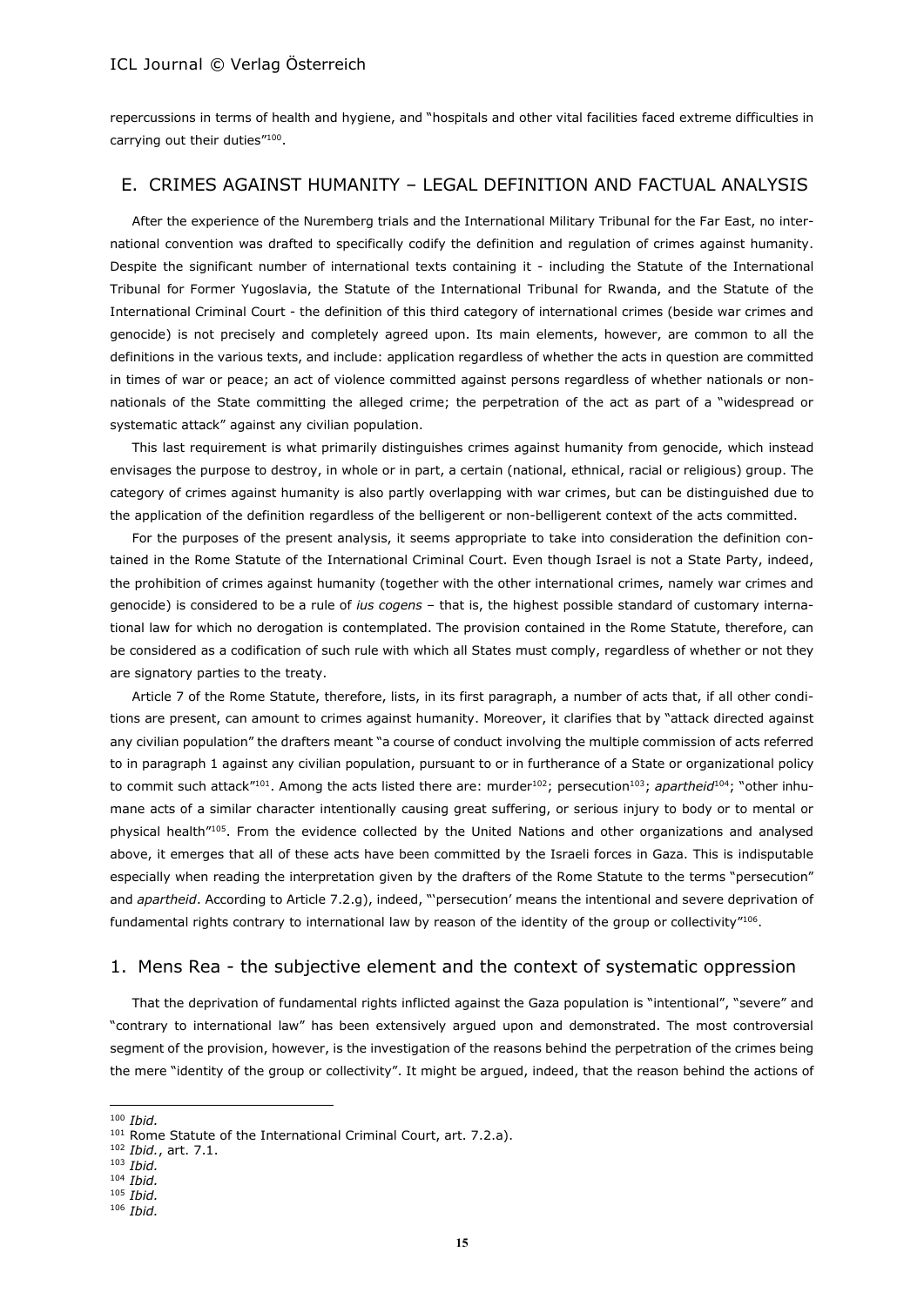repercussions in terms of health and hygiene, and "hospitals and other vital facilities faced extreme difficulties in carrying out their duties"[100].

## E. CRIMES AGAINST HUMANITY – LEGAL DEFINITION AND FACTUAL ANALYSIS

After the experience of the Nuremberg trials and the International Military Tribunal for the Far East, no international convention was drafted to specifically codify the definition and regulation of crimes against humanity. Despite the significant number of international texts containing it - including the Statute of the International Tribunal for Former Yugoslavia, the Statute of the International Tribunal for Rwanda, and the Statute of the International Criminal Court - the definition of this third category of international crimes (beside war crimes and genocide) is not precisely and completely agreed upon. Its main elements, however, are common to all the definitions in the various texts, and include: application regardless of whether the acts in question are committed in times of war or peace; an act of violence committed against persons regardless of whether nationals or non-nationals of the State committing the alleged crime; the perpetration of the act as part of a "widespread or systematic attack" against any civilian population.

This last requirement is what primarily distinguishes crimes against humanity from genocide, which instead envisages the purpose to destroy, in whole or in part, a certain (national, ethnical, racial or religious) group. The category of crimes against humanity is also partly overlapping with war crimes, but can be distinguished due to the application of the definition regardless of the belligerent or non-belligerent context of the acts committed.

For the purposes of the present analysis, it seems appropriate to take into consideration the definition contained in the Rome Statute of the International Criminal Court. Even though Israel is not a State Party, indeed, the prohibition of crimes against humanity (together with the other international crimes, namely war crimes and genocide) is considered to be a rule of *ius cogens* – that is, the highest possible standard of customary international law for which no derogation is contemplated. The provision contained in the Rome Statute, therefore, can be considered as a codification of such rule with which all States must comply, regardless of whether or not they are signatory parties to the treaty.

Article 7 of the Rome Statute, therefore, lists, in its first paragraph, a number of acts that, if all other conditions are present, can amount to crimes against humanity. Moreover, it clarifies that by "attack directed against any civilian population" the drafters meant "a course of conduct involving the multiple commission of acts referred to in paragraph 1 against any civilian population, pursuant to or in furtherance of a State or organizational policy to commit such attack"[101]. Among the acts listed there are: murder[102]; persecution[103]; *apartheid*[104]; "other inhumane acts of a similar character intentionally causing great suffering, or serious injury to body or to mental or physical health"[105]. From the evidence collected by the United Nations and other organizations and analysed above, it emerges that all of these acts have been committed by the Israeli forces in Gaza. This is indisputable especially when reading the interpretation given by the drafters of the Rome Statute to the terms "persecution" and *apartheid*. According to Article 7.2.g), indeed, "'persecution' means the intentional and severe deprivation of fundamental rights contrary to international law by reason of the identity of the group or collectivity"[106].

### 1. Mens Rea - the subjective element and the context of systematic oppression

That the deprivation of fundamental rights inflicted against the Gaza population is "intentional", "severe" and "contrary to international law" has been extensively argued upon and demonstrated. The most controversial segment of the provision, however, is the investigation of the reasons behind the perpetration of the crimes being the mere "identity of the group or collectivity". It might be argued, indeed, that the reason behind the actions of

---

[100] *Ibid.*

[101] Rome Statute of the International Criminal Court, art. 7.2.a).

[102] *Ibid.*, art. 7.1.

[103] *Ibid.*

[104] *Ibid.*

[105] *Ibid.*

[106] *Ibid.*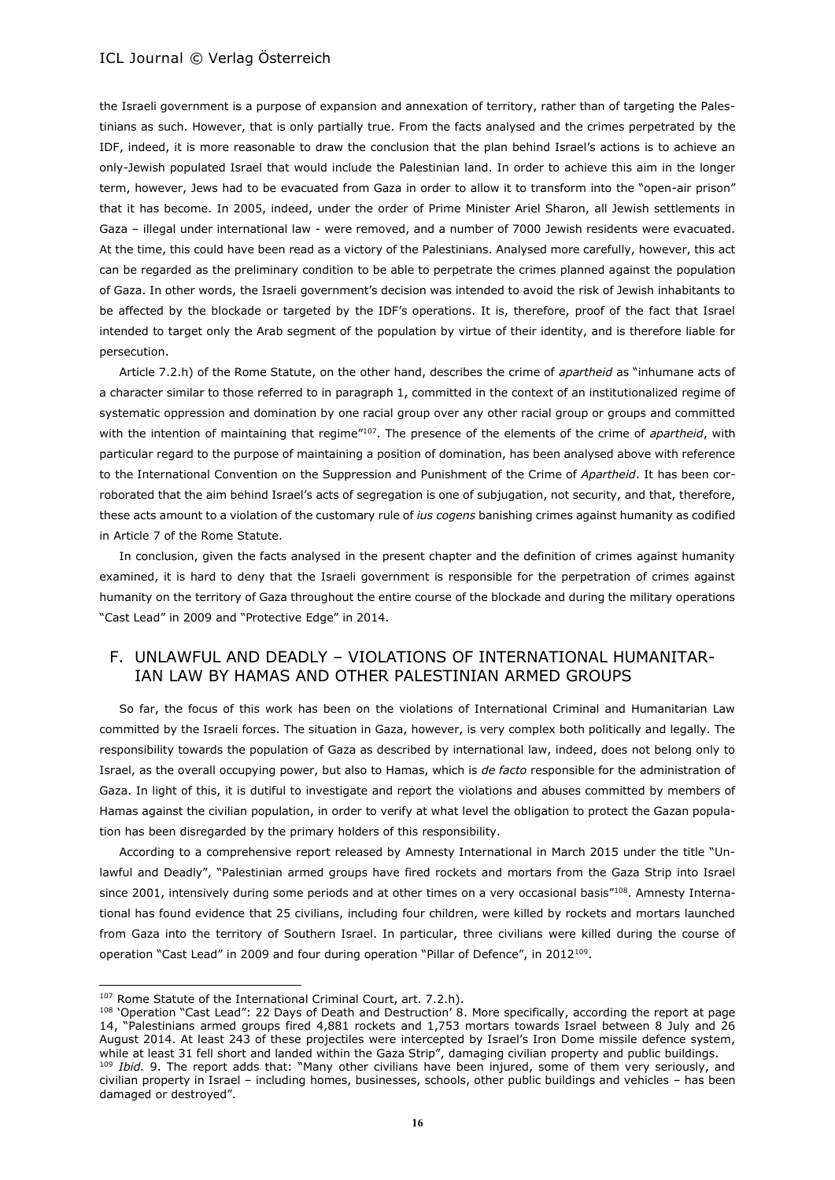the Israeli government is a purpose of expansion and annexation of territory, rather than of targeting the Palestinians as such. However, that is only partially true. From the facts analysed and the crimes perpetrated by the IDF, indeed, it is more reasonable to draw the conclusion that the plan behind Israel's actions is to achieve an only-Jewish populated Israel that would include the Palestinian land. In order to achieve this aim in the longer term, however, Jews had to be evacuated from Gaza in order to allow it to transform into the "open-air prison" that it has become. In 2005, indeed, under the order of Prime Minister Ariel Sharon, all Jewish settlements in Gaza – illegal under international law - were removed, and a number of 7000 Jewish residents were evacuated. At the time, this could have been read as a victory of the Palestinians. Analysed more carefully, however, this act can be regarded as the preliminary condition to be able to perpetrate the crimes planned against the population of Gaza. In other words, the Israeli government's decision was intended to avoid the risk of Jewish inhabitants to be affected by the blockade or targeted by the IDF's operations. It is, therefore, proof of the fact that Israel intended to target only the Arab segment of the population by virtue of their identity, and is therefore liable for persecution.

Article 7.2.h) of the Rome Statute, on the other hand, describes the crime of *apartheid* as "inhumane acts of a character similar to those referred to in paragraph 1, committed in the context of an institutionalized regime of systematic oppression and domination by one racial group over any other racial group or groups and committed with the intention of maintaining that regime"[107]. The presence of the elements of the crime of *apartheid*, with particular regard to the purpose of maintaining a position of domination, has been analysed above with reference to the International Convention on the Suppression and Punishment of the Crime of *Apartheid*. It has been corroborated that the aim behind Israel's acts of segregation is one of subjugation, not security, and that, therefore, these acts amount to a violation of the customary rule of *ius cogens* banishing crimes against humanity as codified in Article 7 of the Rome Statute.

In conclusion, given the facts analysed in the present chapter and the definition of crimes against humanity examined, it is hard to deny that the Israeli government is responsible for the perpetration of crimes against humanity on the territory of Gaza throughout the entire course of the blockade and during the military operations "Cast Lead" in 2009 and "Protective Edge" in 2014.

## F. UNLAWFUL AND DEADLY – VIOLATIONS OF INTERNATIONAL HUMANITARIAN LAW BY HAMAS AND OTHER PALESTINIAN ARMED GROUPS

So far, the focus of this work has been on the violations of International Criminal and Humanitarian Law committed by the Israeli forces. The situation in Gaza, however, is very complex both politically and legally. The responsibility towards the population of Gaza as described by international law, indeed, does not belong only to Israel, as the overall occupying power, but also to Hamas, which is *de facto* responsible for the administration of Gaza. In light of this, it is dutiful to investigate and report the violations and abuses committed by members of Hamas against the civilian population, in order to verify at what level the obligation to protect the Gazan population has been disregarded by the primary holders of this responsibility.

According to a comprehensive report released by Amnesty International in March 2015 under the title "Unlawful and Deadly", "Palestinian armed groups have fired rockets and mortars from the Gaza Strip into Israel since 2001, intensively during some periods and at other times on a very occasional basis"[108]. Amnesty International has found evidence that 25 civilians, including four children, were killed by rockets and mortars launched from Gaza into the territory of Southern Israel. In particular, three civilians were killed during the course of operation "Cast Lead" in 2009 and four during operation "Pillar of Defence", in 2012[109].

---

[107] Rome Statute of the International Criminal Court, art. 7.2.h).

[108] 'Operation "Cast Lead": 22 Days of Death and Destruction' 8. More specifically, according the report at page 14, "Palestinians armed groups fired 4,881 rockets and 1,753 mortars towards Israel between 8 July and 26 August 2014. At least 243 of these projectiles were intercepted by Israel's Iron Dome missile defence system, while at least 31 fell short and landed within the Gaza Strip", damaging civilian property and public buildings.

[109] *Ibid.* 9. The report adds that: "Many other civilians have been injured, some of them very seriously, and civilian property in Israel – including homes, businesses, schools, other public buildings and vehicles – has been damaged or destroyed".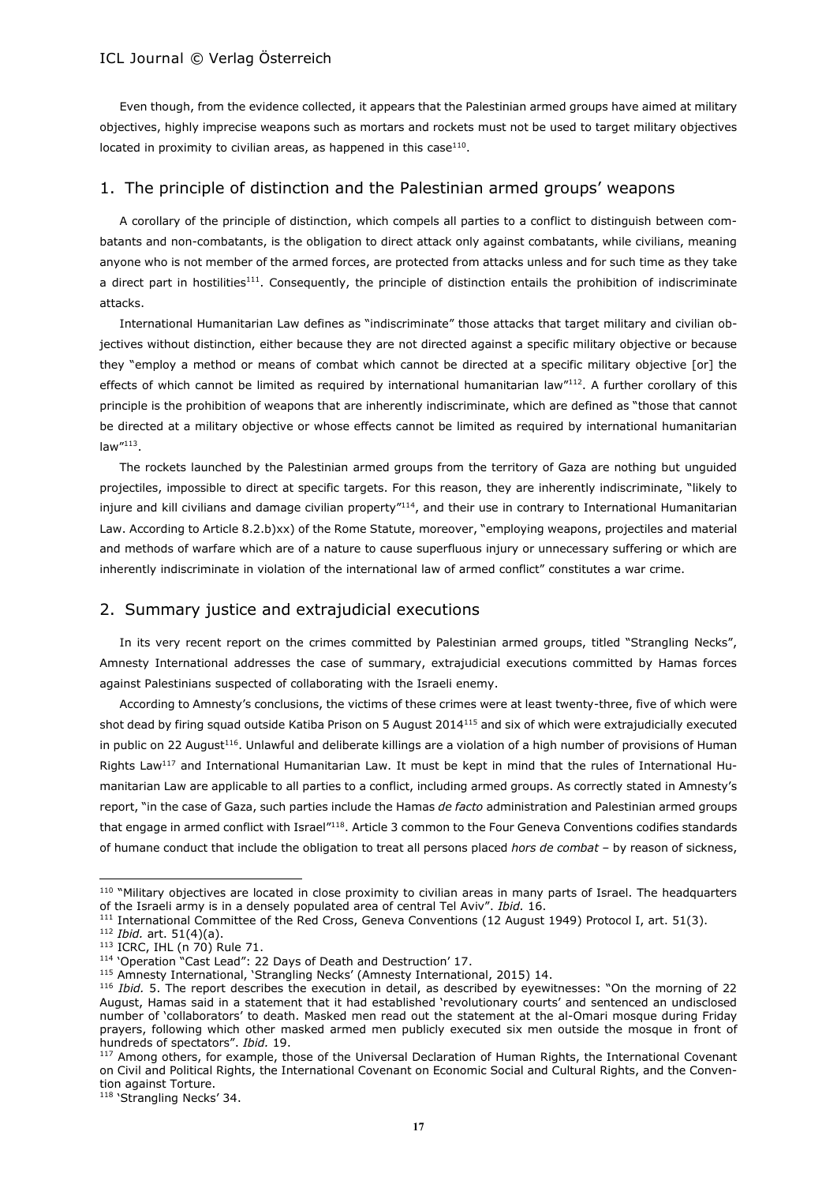Even though, from the evidence collected, it appears that the Palestinian armed groups have aimed at military objectives, highly imprecise weapons such as mortars and rockets must not be used to target military objectives located in proximity to civilian areas, as happened in this case[110].

## 1. The principle of distinction and the Palestinian armed groups' weapons

A corollary of the principle of distinction, which compels all parties to a conflict to distinguish between combatants and non-combatants, is the obligation to direct attack only against combatants, while civilians, meaning anyone who is not member of the armed forces, are protected from attacks unless and for such time as they take a direct part in hostilities[111]. Consequently, the principle of distinction entails the prohibition of indiscriminate attacks.

International Humanitarian Law defines as "indiscriminate" those attacks that target military and civilian objectives without distinction, either because they are not directed against a specific military objective or because they "employ a method or means of combat which cannot be directed at a specific military objective [or] the effects of which cannot be limited as required by international humanitarian law"[112]. A further corollary of this principle is the prohibition of weapons that are inherently indiscriminate, which are defined as "those that cannot be directed at a military objective or whose effects cannot be limited as required by international humanitarian law"[113].

The rockets launched by the Palestinian armed groups from the territory of Gaza are nothing but unguided projectiles, impossible to direct at specific targets. For this reason, they are inherently indiscriminate, "likely to injure and kill civilians and damage civilian property"[114], and their use in contrary to International Humanitarian Law. According to Article 8.2.b)xx) of the Rome Statute, moreover, "employing weapons, projectiles and material and methods of warfare which are of a nature to cause superfluous injury or unnecessary suffering or which are inherently indiscriminate in violation of the international law of armed conflict" constitutes a war crime.

## 2. Summary justice and extrajudicial executions

In its very recent report on the crimes committed by Palestinian armed groups, titled "Strangling Necks", Amnesty International addresses the case of summary, extrajudicial executions committed by Hamas forces against Palestinians suspected of collaborating with the Israeli enemy.

According to Amnesty's conclusions, the victims of these crimes were at least twenty-three, five of which were shot dead by firing squad outside Katiba Prison on 5 August 2014[115] and six of which were extrajudicially executed in public on 22 August[116]. Unlawful and deliberate killings are a violation of a high number of provisions of Human Rights Law[117] and International Humanitarian Law. It must be kept in mind that the rules of International Humanitarian Law are applicable to all parties to a conflict, including armed groups. As correctly stated in Amnesty's report, "in the case of Gaza, such parties include the Hamas *de facto* administration and Palestinian armed groups that engage in armed conflict with Israel"[118]. Article 3 common to the Four Geneva Conventions codifies standards of humane conduct that include the obligation to treat all persons placed *hors de combat* – by reason of sickness,

---

[110] "Military objectives are located in close proximity to civilian areas in many parts of Israel. The headquarters of the Israeli army is in a densely populated area of central Tel Aviv". *Ibid.* 16.

[111] International Committee of the Red Cross, Geneva Conventions (12 August 1949) Protocol I, art. 51(3).

[112] *Ibid.* art. 51(4)(a).

[113] ICRC, IHL (n 70) Rule 71.

[114] 'Operation "Cast Lead": 22 Days of Death and Destruction' 17.

[115] Amnesty International, 'Strangling Necks' (Amnesty International, 2015) 14.

[116] *Ibid.* 5. The report describes the execution in detail, as described by eyewitnesses: "On the morning of 22 August, Hamas said in a statement that it had established 'revolutionary courts' and sentenced an undisclosed number of 'collaborators' to death. Masked men read out the statement at the al-Omari mosque during Friday prayers, following which other masked armed men publicly executed six men outside the mosque in front of hundreds of spectators". *Ibid.* 19.

[117] Among others, for example, those of the Universal Declaration of Human Rights, the International Covenant on Civil and Political Rights, the International Covenant on Economic Social and Cultural Rights, and the Convention against Torture.

[118] 'Strangling Necks' 34.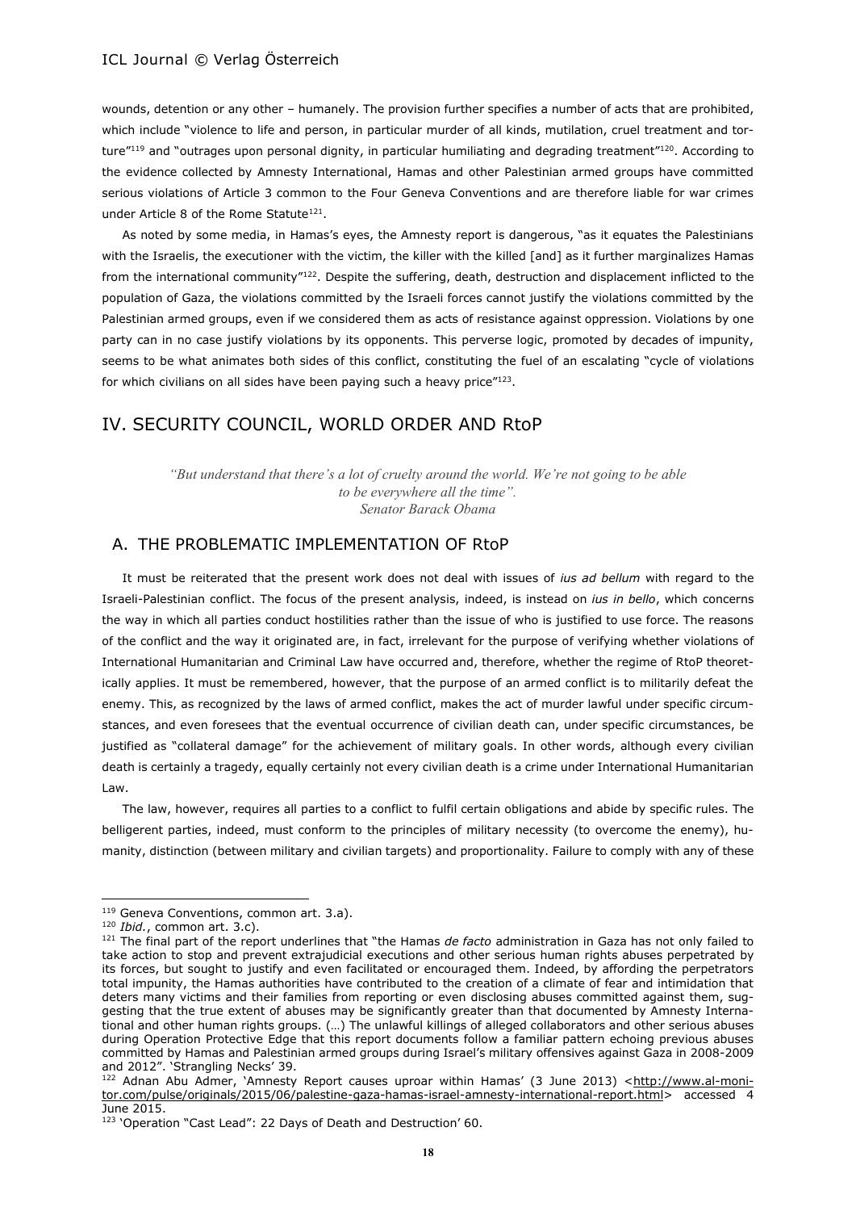wounds, detention or any other – humanely. The provision further specifies a number of acts that are prohibited, which include "violence to life and person, in particular murder of all kinds, mutilation, cruel treatment and torture"[119] and "outrages upon personal dignity, in particular humiliating and degrading treatment"[120]. According to the evidence collected by Amnesty International, Hamas and other Palestinian armed groups have committed serious violations of Article 3 common to the Four Geneva Conventions and are therefore liable for war crimes under Article 8 of the Rome Statute[121].

As noted by some media, in Hamas's eyes, the Amnesty report is dangerous, "as it equates the Palestinians with the Israelis, the executioner with the victim, the killer with the killed [and] as it further marginalizes Hamas from the international community"[122]. Despite the suffering, death, destruction and displacement inflicted to the population of Gaza, the violations committed by the Israeli forces cannot justify the violations committed by the Palestinian armed groups, even if we considered them as acts of resistance against oppression. Violations by one party can in no case justify violations by its opponents. This perverse logic, promoted by decades of impunity, seems to be what animates both sides of this conflict, constituting the fuel of an escalating "cycle of violations for which civilians on all sides have been paying such a heavy price"[123].

# IV. SECURITY COUNCIL, WORLD ORDER AND RtoP

> *"But understand that there's a lot of cruelty around the world. We're not going to be able to be everywhere all the time".*
> *Senator Barack Obama*

## A. THE PROBLEMATIC IMPLEMENTATION OF RtoP

It must be reiterated that the present work does not deal with issues of *ius ad bellum* with regard to the Israeli-Palestinian conflict. The focus of the present analysis, indeed, is instead on *ius in bello*, which concerns the way in which all parties conduct hostilities rather than the issue of who is justified to use force. The reasons of the conflict and the way it originated are, in fact, irrelevant for the purpose of verifying whether violations of International Humanitarian and Criminal Law have occurred and, therefore, whether the regime of RtoP theoretically applies. It must be remembered, however, that the purpose of an armed conflict is to militarily defeat the enemy. This, as recognized by the laws of armed conflict, makes the act of murder lawful under specific circumstances, and even foresees that the eventual occurrence of civilian death can, under specific circumstances, be justified as "collateral damage" for the achievement of military goals. In other words, although every civilian death is certainly a tragedy, equally certainly not every civilian death is a crime under International Humanitarian Law.

The law, however, requires all parties to a conflict to fulfil certain obligations and abide by specific rules. The belligerent parties, indeed, must conform to the principles of military necessity (to overcome the enemy), humanity, distinction (between military and civilian targets) and proportionality. Failure to comply with any of these

---

[119] Geneva Conventions, common art. 3.a).

[120] *Ibid.*, common art. 3.c).

[121] The final part of the report underlines that "the Hamas *de facto* administration in Gaza has not only failed to take action to stop and prevent extrajudicial executions and other serious human rights abuses perpetrated by its forces, but sought to justify and even facilitated or encouraged them. Indeed, by affording the perpetrators total impunity, the Hamas authorities have contributed to the creation of a climate of fear and intimidation that deters many victims and their families from reporting or even disclosing abuses committed against them, suggesting that the true extent of abuses may be significantly greater than that documented by Amnesty International and other human rights groups. (…) The unlawful killings of alleged collaborators and other serious abuses during Operation Protective Edge that this report documents follow a familiar pattern echoing previous abuses committed by Hamas and Palestinian armed groups during Israel's military offensives against Gaza in 2008-2009 and 2012". 'Strangling Necks' 39.

[122] Adnan Abu Admer, 'Amnesty Report causes uproar within Hamas' (3 June 2013) <http://www.al-monitor.com/pulse/originals/2015/06/palestine-gaza-hamas-israel-amnesty-international-report.html> accessed 4 June 2015.

[123] 'Operation "Cast Lead": 22 Days of Death and Destruction' 60.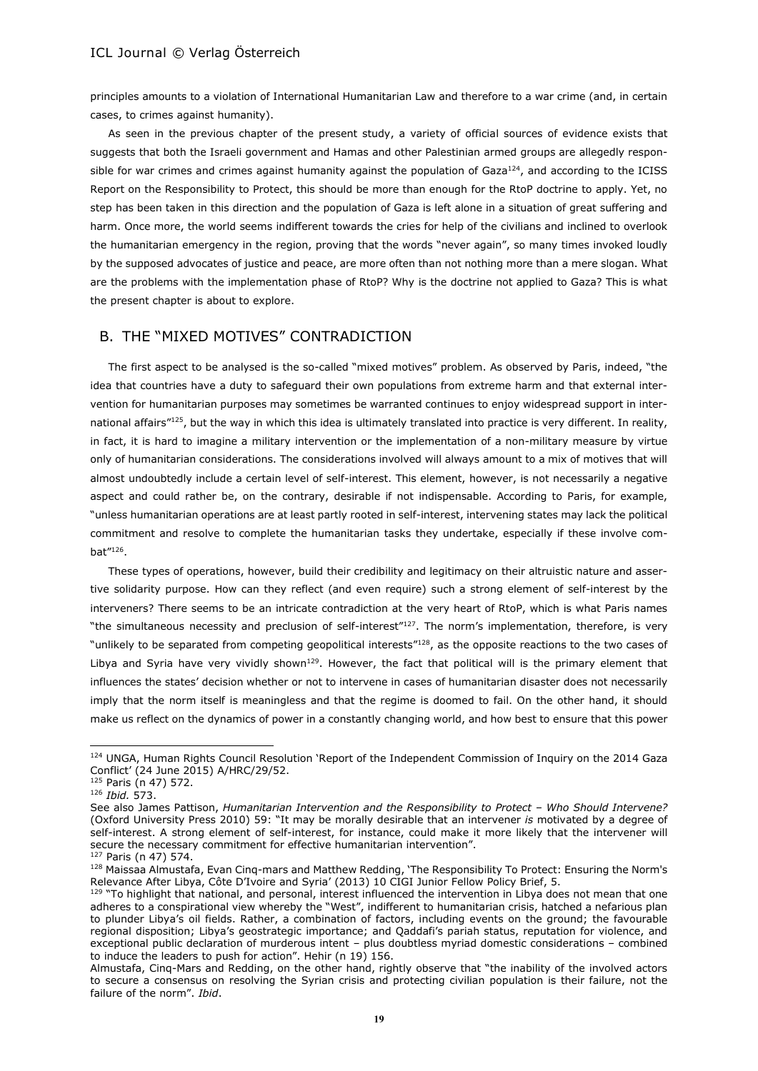principles amounts to a violation of International Humanitarian Law and therefore to a war crime (and, in certain cases, to crimes against humanity).

As seen in the previous chapter of the present study, a variety of official sources of evidence exists that suggests that both the Israeli government and Hamas and other Palestinian armed groups are allegedly responsible for war crimes and crimes against humanity against the population of Gaza[124], and according to the ICISS Report on the Responsibility to Protect, this should be more than enough for the RtoP doctrine to apply. Yet, no step has been taken in this direction and the population of Gaza is left alone in a situation of great suffering and harm. Once more, the world seems indifferent towards the cries for help of the civilians and inclined to overlook the humanitarian emergency in the region, proving that the words "never again", so many times invoked loudly by the supposed advocates of justice and peace, are more often than not nothing more than a mere slogan. What are the problems with the implementation phase of RtoP? Why is the doctrine not applied to Gaza? This is what the present chapter is about to explore.

## B. THE "MIXED MOTIVES" CONTRADICTION

The first aspect to be analysed is the so-called "mixed motives" problem. As observed by Paris, indeed, "the idea that countries have a duty to safeguard their own populations from extreme harm and that external intervention for humanitarian purposes may sometimes be warranted continues to enjoy widespread support in international affairs"[125], but the way in which this idea is ultimately translated into practice is very different. In reality, in fact, it is hard to imagine a military intervention or the implementation of a non-military measure by virtue only of humanitarian considerations. The considerations involved will always amount to a mix of motives that will almost undoubtedly include a certain level of self-interest. This element, however, is not necessarily a negative aspect and could rather be, on the contrary, desirable if not indispensable. According to Paris, for example, "unless humanitarian operations are at least partly rooted in self-interest, intervening states may lack the political commitment and resolve to complete the humanitarian tasks they undertake, especially if these involve combat"[126].

These types of operations, however, build their credibility and legitimacy on their altruistic nature and assertive solidarity purpose. How can they reflect (and even require) such a strong element of self-interest by the interveners? There seems to be an intricate contradiction at the very heart of RtoP, which is what Paris names "the simultaneous necessity and preclusion of self-interest"[127]. The norm's implementation, therefore, is very "unlikely to be separated from competing geopolitical interests"[128], as the opposite reactions to the two cases of Libya and Syria have very vividly shown[129]. However, the fact that political will is the primary element that influences the states' decision whether or not to intervene in cases of humanitarian disaster does not necessarily imply that the norm itself is meaningless and that the regime is doomed to fail. On the other hand, it should make us reflect on the dynamics of power in a constantly changing world, and how best to ensure that this power

---

[124] UNGA, Human Rights Council Resolution 'Report of the Independent Commission of Inquiry on the 2014 Gaza Conflict' (24 June 2015) A/HRC/29/52.

[125] Paris (n 47) 572.

[126] *Ibid.* 573.
See also James Pattison, *Humanitarian Intervention and the Responsibility to Protect – Who Should Intervene?* (Oxford University Press 2010) 59: "It may be morally desirable that an intervener *is* motivated by a degree of self-interest. A strong element of self-interest, for instance, could make it more likely that the intervener will secure the necessary commitment for effective humanitarian intervention".

[127] Paris (n 47) 574.

[128] Maissaa Almustafa, Evan Cinq-mars and Matthew Redding, 'The Responsibility To Protect: Ensuring the Norm's Relevance After Libya, Côte D'Ivoire and Syria' (2013) 10 CIGI Junior Fellow Policy Brief, 5.

[129] "To highlight that national, and personal, interest influenced the intervention in Libya does not mean that one adheres to a conspirational view whereby the "West", indifferent to humanitarian crisis, hatched a nefarious plan to plunder Libya's oil fields. Rather, a combination of factors, including events on the ground; the favourable regional disposition; Libya's geostrategic importance; and Qaddafi's pariah status, reputation for violence, and exceptional public declaration of murderous intent – plus doubtless myriad domestic considerations – combined to induce the leaders to push for action". Hehir (n 19) 156.
Almustafa, Cinq-Mars and Redding, on the other hand, rightly observe that "the inability of the involved actors to secure a consensus on resolving the Syrian crisis and protecting civilian population is their failure, not the failure of the norm". *Ibid*.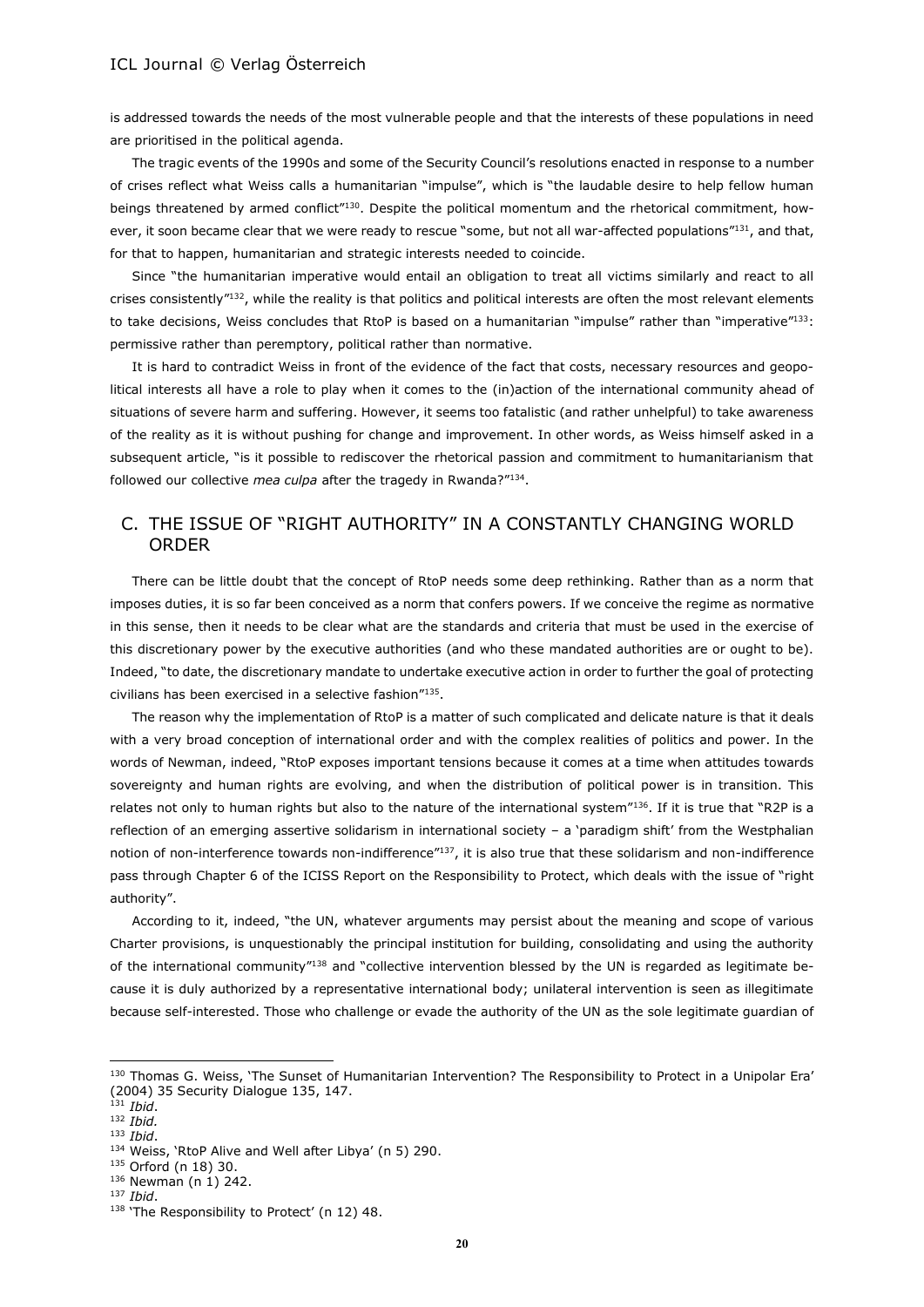is addressed towards the needs of the most vulnerable people and that the interests of these populations in need are prioritised in the political agenda.

The tragic events of the 1990s and some of the Security Council's resolutions enacted in response to a number of crises reflect what Weiss calls a humanitarian "impulse", which is "the laudable desire to help fellow human beings threatened by armed conflict"[130]. Despite the political momentum and the rhetorical commitment, however, it soon became clear that we were ready to rescue "some, but not all war-affected populations"[131], and that, for that to happen, humanitarian and strategic interests needed to coincide.

Since "the humanitarian imperative would entail an obligation to treat all victims similarly and react to all crises consistently"[132], while the reality is that politics and political interests are often the most relevant elements to take decisions, Weiss concludes that RtoP is based on a humanitarian "impulse" rather than "imperative"[133]: permissive rather than peremptory, political rather than normative.

It is hard to contradict Weiss in front of the evidence of the fact that costs, necessary resources and geopolitical interests all have a role to play when it comes to the (in)action of the international community ahead of situations of severe harm and suffering. However, it seems too fatalistic (and rather unhelpful) to take awareness of the reality as it is without pushing for change and improvement. In other words, as Weiss himself asked in a subsequent article, "is it possible to rediscover the rhetorical passion and commitment to humanitarianism that followed our collective *mea culpa* after the tragedy in Rwanda?"[134].

## C. THE ISSUE OF "RIGHT AUTHORITY" IN A CONSTANTLY CHANGING WORLD ORDER

There can be little doubt that the concept of RtoP needs some deep rethinking. Rather than as a norm that imposes duties, it is so far been conceived as a norm that confers powers. If we conceive the regime as normative in this sense, then it needs to be clear what are the standards and criteria that must be used in the exercise of this discretionary power by the executive authorities (and who these mandated authorities are or ought to be). Indeed, "to date, the discretionary mandate to undertake executive action in order to further the goal of protecting civilians has been exercised in a selective fashion"[135].

The reason why the implementation of RtoP is a matter of such complicated and delicate nature is that it deals with a very broad conception of international order and with the complex realities of politics and power. In the words of Newman, indeed, "RtoP exposes important tensions because it comes at a time when attitudes towards sovereignty and human rights are evolving, and when the distribution of political power is in transition. This relates not only to human rights but also to the nature of the international system"[136]. If it is true that "R2P is a reflection of an emerging assertive solidarism in international society – a 'paradigm shift' from the Westphalian notion of non-interference towards non-indifference"[137], it is also true that these solidarism and non-indifference pass through Chapter 6 of the ICISS Report on the Responsibility to Protect, which deals with the issue of "right authority".

According to it, indeed, "the UN, whatever arguments may persist about the meaning and scope of various Charter provisions, is unquestionably the principal institution for building, consolidating and using the authority of the international community"[138] and "collective intervention blessed by the UN is regarded as legitimate because it is duly authorized by a representative international body; unilateral intervention is seen as illegitimate because self-interested. Those who challenge or evade the authority of the UN as the sole legitimate guardian of

---

[130] Thomas G. Weiss, 'The Sunset of Humanitarian Intervention? The Responsibility to Protect in a Unipolar Era' (2004) 35 Security Dialogue 135, 147.
[131] *Ibid*.
[132] *Ibid.*
[133] *Ibid*.
[134] Weiss, 'RtoP Alive and Well after Libya' (n 5) 290.
[135] Orford (n 18) 30.
[136] Newman (n 1) 242.
[137] *Ibid*.
[138] 'The Responsibility to Protect' (n 12) 48.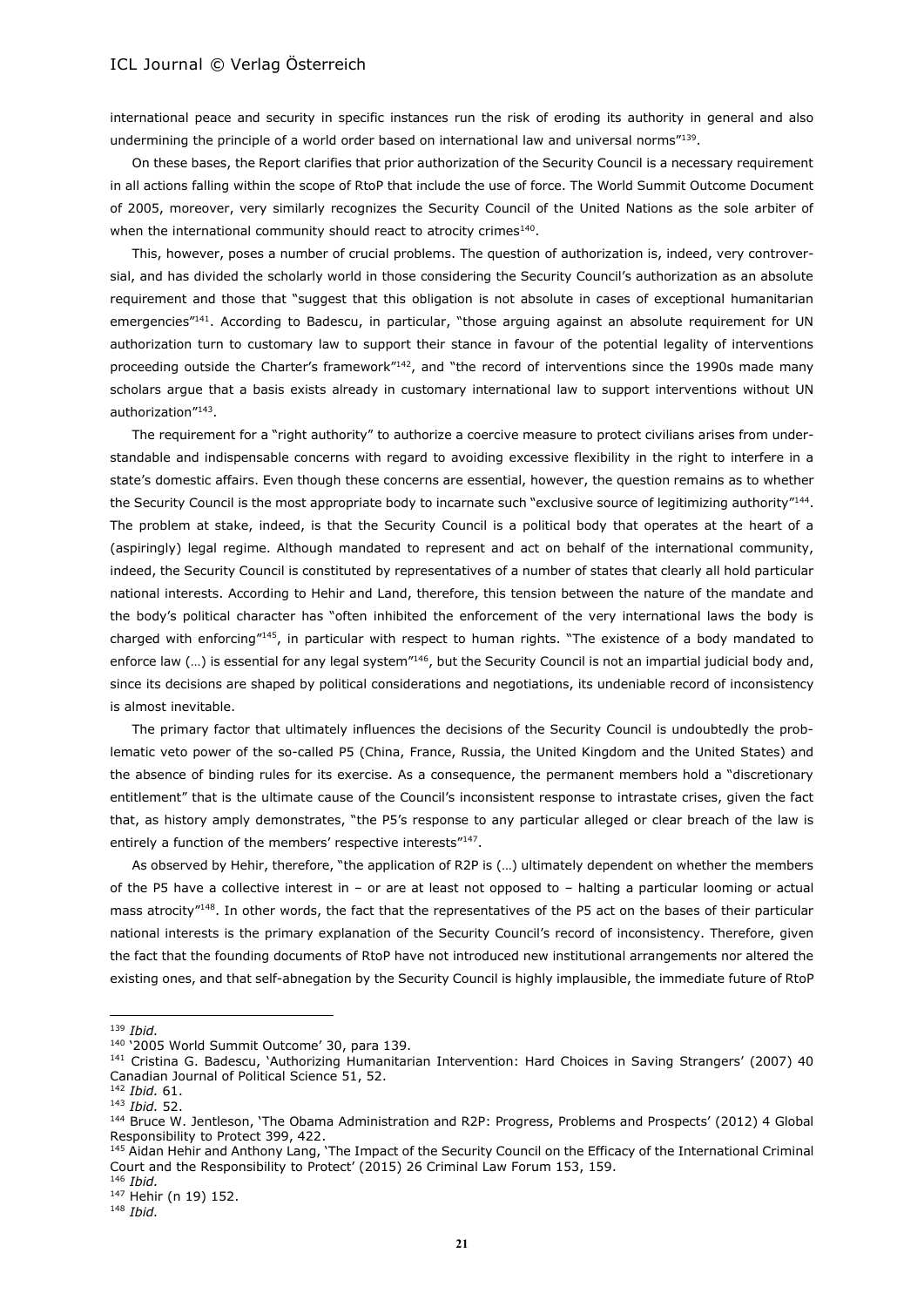international peace and security in specific instances run the risk of eroding its authority in general and also undermining the principle of a world order based on international law and universal norms"[139].

On these bases, the Report clarifies that prior authorization of the Security Council is a necessary requirement in all actions falling within the scope of RtoP that include the use of force. The World Summit Outcome Document of 2005, moreover, very similarly recognizes the Security Council of the United Nations as the sole arbiter of when the international community should react to atrocity crimes[140].

This, however, poses a number of crucial problems. The question of authorization is, indeed, very controversial, and has divided the scholarly world in those considering the Security Council's authorization as an absolute requirement and those that "suggest that this obligation is not absolute in cases of exceptional humanitarian emergencies"[141]. According to Badescu, in particular, "those arguing against an absolute requirement for UN authorization turn to customary law to support their stance in favour of the potential legality of interventions proceeding outside the Charter's framework"[142], and "the record of interventions since the 1990s made many scholars argue that a basis exists already in customary international law to support interventions without UN authorization"[143].

The requirement for a "right authority" to authorize a coercive measure to protect civilians arises from understandable and indispensable concerns with regard to avoiding excessive flexibility in the right to interfere in a state's domestic affairs. Even though these concerns are essential, however, the question remains as to whether the Security Council is the most appropriate body to incarnate such "exclusive source of legitimizing authority"[144]. The problem at stake, indeed, is that the Security Council is a political body that operates at the heart of a (aspiringly) legal regime. Although mandated to represent and act on behalf of the international community, indeed, the Security Council is constituted by representatives of a number of states that clearly all hold particular national interests. According to Hehir and Land, therefore, this tension between the nature of the mandate and the body's political character has "often inhibited the enforcement of the very international laws the body is charged with enforcing"[145], in particular with respect to human rights. "The existence of a body mandated to enforce law (…) is essential for any legal system"[146], but the Security Council is not an impartial judicial body and, since its decisions are shaped by political considerations and negotiations, its undeniable record of inconsistency is almost inevitable.

The primary factor that ultimately influences the decisions of the Security Council is undoubtedly the problematic veto power of the so-called P5 (China, France, Russia, the United Kingdom and the United States) and the absence of binding rules for its exercise. As a consequence, the permanent members hold a "discretionary entitlement" that is the ultimate cause of the Council's inconsistent response to intrastate crises, given the fact that, as history amply demonstrates, "the P5's response to any particular alleged or clear breach of the law is entirely a function of the members' respective interests"[147].

As observed by Hehir, therefore, "the application of R2P is (…) ultimately dependent on whether the members of the P5 have a collective interest in – or are at least not opposed to – halting a particular looming or actual mass atrocity"[148]. In other words, the fact that the representatives of the P5 act on the bases of their particular national interests is the primary explanation of the Security Council's record of inconsistency. Therefore, given the fact that the founding documents of RtoP have not introduced new institutional arrangements nor altered the existing ones, and that self-abnegation by the Security Council is highly implausible, the immediate future of RtoP

---

[139] *Ibid.*

[140] '2005 World Summit Outcome' 30, para 139.

[141] Cristina G. Badescu, 'Authorizing Humanitarian Intervention: Hard Choices in Saving Strangers' (2007) 40 Canadian Journal of Political Science 51, 52.

[142] *Ibid.* 61.

[143] *Ibid.* 52.

[144] Bruce W. Jentleson, 'The Obama Administration and R2P: Progress, Problems and Prospects' (2012) 4 Global Responsibility to Protect 399, 422.

[145] Aidan Hehir and Anthony Lang, 'The Impact of the Security Council on the Efficacy of the International Criminal Court and the Responsibility to Protect' (2015) 26 Criminal Law Forum 153, 159.

[146] *Ibid.*

[147] Hehir (n 19) 152.

[148] *Ibid.*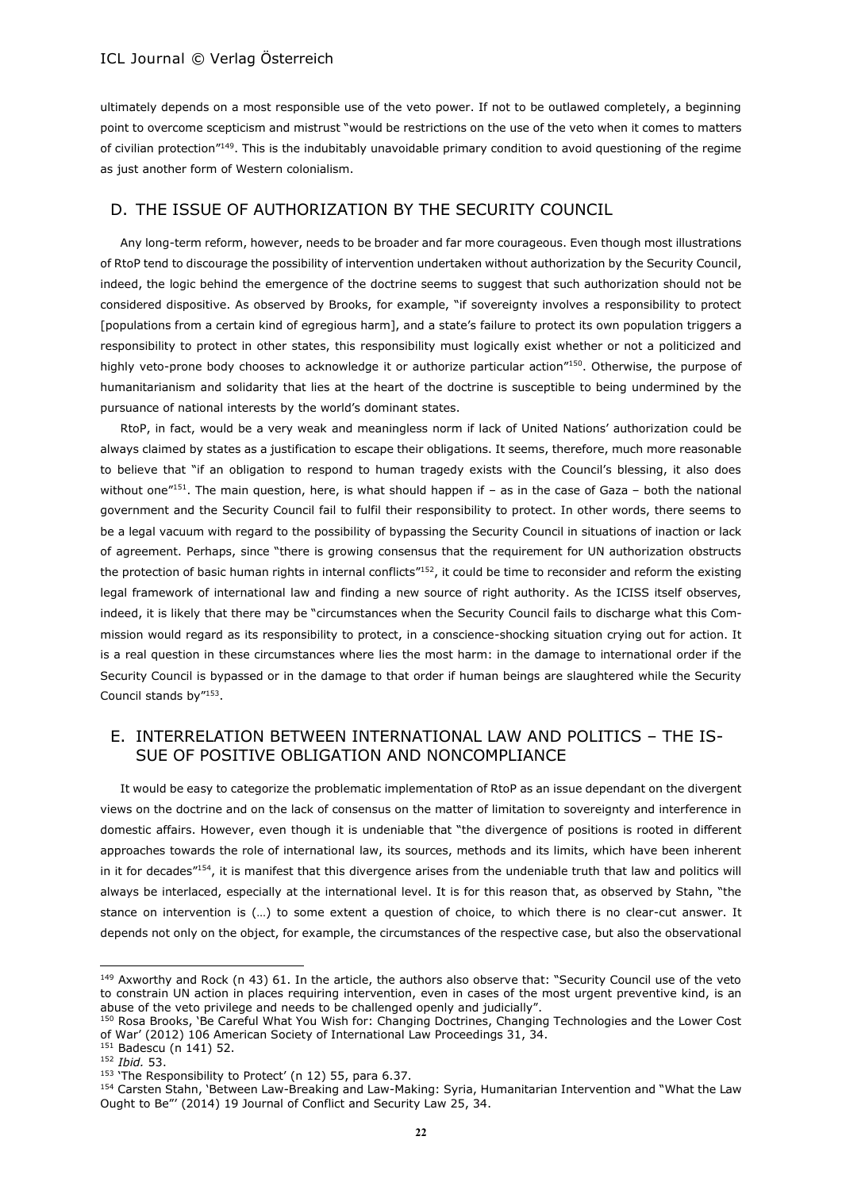ultimately depends on a most responsible use of the veto power. If not to be outlawed completely, a beginning point to overcome scepticism and mistrust "would be restrictions on the use of the veto when it comes to matters of civilian protection"[149]. This is the indubitably unavoidable primary condition to avoid questioning of the regime as just another form of Western colonialism.

## D. THE ISSUE OF AUTHORIZATION BY THE SECURITY COUNCIL

Any long-term reform, however, needs to be broader and far more courageous. Even though most illustrations of RtoP tend to discourage the possibility of intervention undertaken without authorization by the Security Council, indeed, the logic behind the emergence of the doctrine seems to suggest that such authorization should not be considered dispositive. As observed by Brooks, for example, "if sovereignty involves a responsibility to protect [populations from a certain kind of egregious harm], and a state's failure to protect its own population triggers a responsibility to protect in other states, this responsibility must logically exist whether or not a politicized and highly veto-prone body chooses to acknowledge it or authorize particular action"[150]. Otherwise, the purpose of humanitarianism and solidarity that lies at the heart of the doctrine is susceptible to being undermined by the pursuance of national interests by the world's dominant states.

RtoP, in fact, would be a very weak and meaningless norm if lack of United Nations' authorization could be always claimed by states as a justification to escape their obligations. It seems, therefore, much more reasonable to believe that "if an obligation to respond to human tragedy exists with the Council's blessing, it also does without one"[151]. The main question, here, is what should happen if – as in the case of Gaza – both the national government and the Security Council fail to fulfil their responsibility to protect. In other words, there seems to be a legal vacuum with regard to the possibility of bypassing the Security Council in situations of inaction or lack of agreement. Perhaps, since "there is growing consensus that the requirement for UN authorization obstructs the protection of basic human rights in internal conflicts"[152], it could be time to reconsider and reform the existing legal framework of international law and finding a new source of right authority. As the ICISS itself observes, indeed, it is likely that there may be "circumstances when the Security Council fails to discharge what this Commission would regard as its responsibility to protect, in a conscience-shocking situation crying out for action. It is a real question in these circumstances where lies the most harm: in the damage to international order if the Security Council is bypassed or in the damage to that order if human beings are slaughtered while the Security Council stands by"[153].

## E. INTERRELATION BETWEEN INTERNATIONAL LAW AND POLITICS – THE ISSUE OF POSITIVE OBLIGATION AND NONCOMPLIANCE

It would be easy to categorize the problematic implementation of RtoP as an issue dependant on the divergent views on the doctrine and on the lack of consensus on the matter of limitation to sovereignty and interference in domestic affairs. However, even though it is undeniable that "the divergence of positions is rooted in different approaches towards the role of international law, its sources, methods and its limits, which have been inherent in it for decades"[154], it is manifest that this divergence arises from the undeniable truth that law and politics will always be interlaced, especially at the international level. It is for this reason that, as observed by Stahn, "the stance on intervention is (…) to some extent a question of choice, to which there is no clear-cut answer. It depends not only on the object, for example, the circumstances of the respective case, but also the observational

---

[149] Axworthy and Rock (n 43) 61. In the article, the authors also observe that: "Security Council use of the veto to constrain UN action in places requiring intervention, even in cases of the most urgent preventive kind, is an abuse of the veto privilege and needs to be challenged openly and judicially".

[150] Rosa Brooks, 'Be Careful What You Wish for: Changing Doctrines, Changing Technologies and the Lower Cost of War' (2012) 106 American Society of International Law Proceedings 31, 34.

[151] Badescu (n 141) 52.

[152] *Ibid.* 53.

[153] 'The Responsibility to Protect' (n 12) 55, para 6.37.

[154] Carsten Stahn, 'Between Law-Breaking and Law-Making: Syria, Humanitarian Intervention and "What the Law Ought to Be"' (2014) 19 Journal of Conflict and Security Law 25, 34.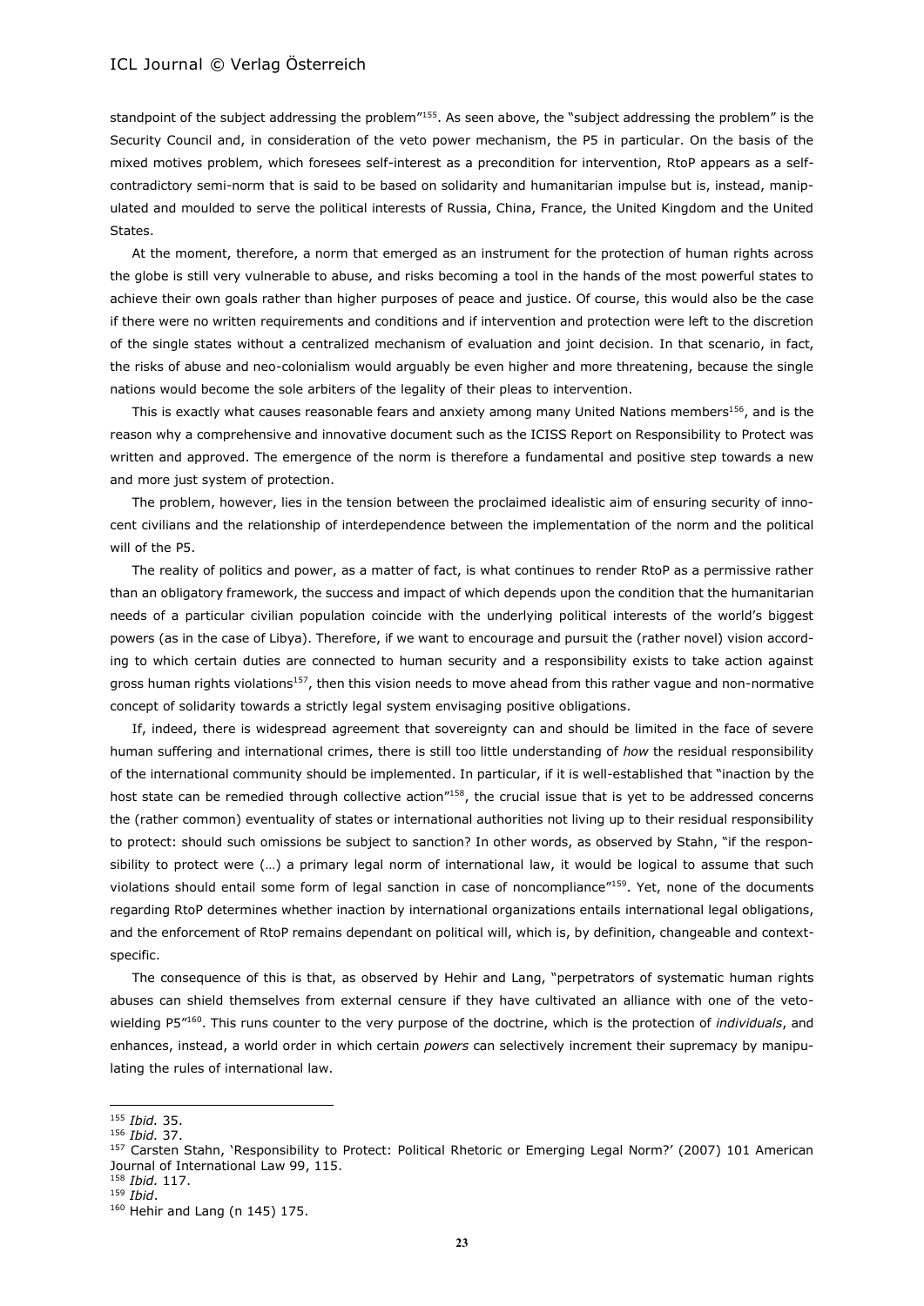standpoint of the subject addressing the problem"[155]. As seen above, the "subject addressing the problem" is the Security Council and, in consideration of the veto power mechanism, the P5 in particular. On the basis of the mixed motives problem, which foresees self-interest as a precondition for intervention, RtoP appears as a self-contradictory semi-norm that is said to be based on solidarity and humanitarian impulse but is, instead, manipulated and moulded to serve the political interests of Russia, China, France, the United Kingdom and the United States.

At the moment, therefore, a norm that emerged as an instrument for the protection of human rights across the globe is still very vulnerable to abuse, and risks becoming a tool in the hands of the most powerful states to achieve their own goals rather than higher purposes of peace and justice. Of course, this would also be the case if there were no written requirements and conditions and if intervention and protection were left to the discretion of the single states without a centralized mechanism of evaluation and joint decision. In that scenario, in fact, the risks of abuse and neo-colonialism would arguably be even higher and more threatening, because the single nations would become the sole arbiters of the legality of their pleas to intervention.

This is exactly what causes reasonable fears and anxiety among many United Nations members[156], and is the reason why a comprehensive and innovative document such as the ICISS Report on Responsibility to Protect was written and approved. The emergence of the norm is therefore a fundamental and positive step towards a new and more just system of protection.

The problem, however, lies in the tension between the proclaimed idealistic aim of ensuring security of innocent civilians and the relationship of interdependence between the implementation of the norm and the political will of the P5.

The reality of politics and power, as a matter of fact, is what continues to render RtoP as a permissive rather than an obligatory framework, the success and impact of which depends upon the condition that the humanitarian needs of a particular civilian population coincide with the underlying political interests of the world's biggest powers (as in the case of Libya). Therefore, if we want to encourage and pursuit the (rather novel) vision according to which certain duties are connected to human security and a responsibility exists to take action against gross human rights violations[157], then this vision needs to move ahead from this rather vague and non-normative concept of solidarity towards a strictly legal system envisaging positive obligations.

If, indeed, there is widespread agreement that sovereignty can and should be limited in the face of severe human suffering and international crimes, there is still too little understanding of *how* the residual responsibility of the international community should be implemented. In particular, if it is well-established that "inaction by the host state can be remedied through collective action"[158], the crucial issue that is yet to be addressed concerns the (rather common) eventuality of states or international authorities not living up to their residual responsibility to protect: should such omissions be subject to sanction? In other words, as observed by Stahn, "if the responsibility to protect were (…) a primary legal norm of international law, it would be logical to assume that such violations should entail some form of legal sanction in case of noncompliance"[159]. Yet, none of the documents regarding RtoP determines whether inaction by international organizations entails international legal obligations, and the enforcement of RtoP remains dependant on political will, which is, by definition, changeable and context-specific.

The consequence of this is that, as observed by Hehir and Lang, "perpetrators of systematic human rights abuses can shield themselves from external censure if they have cultivated an alliance with one of the veto-wielding P5"[160]. This runs counter to the very purpose of the doctrine, which is the protection of *individuals*, and enhances, instead, a world order in which certain *powers* can selectively increment their supremacy by manipulating the rules of international law.

---

[155] *Ibid.* 35.
[156] *Ibid.* 37.
[157] Carsten Stahn, 'Responsibility to Protect: Political Rhetoric or Emerging Legal Norm?' (2007) 101 American Journal of International Law 99, 115.
[158] *Ibid.* 117.
[159] *Ibid*.
[160] Hehir and Lang (n 145) 175.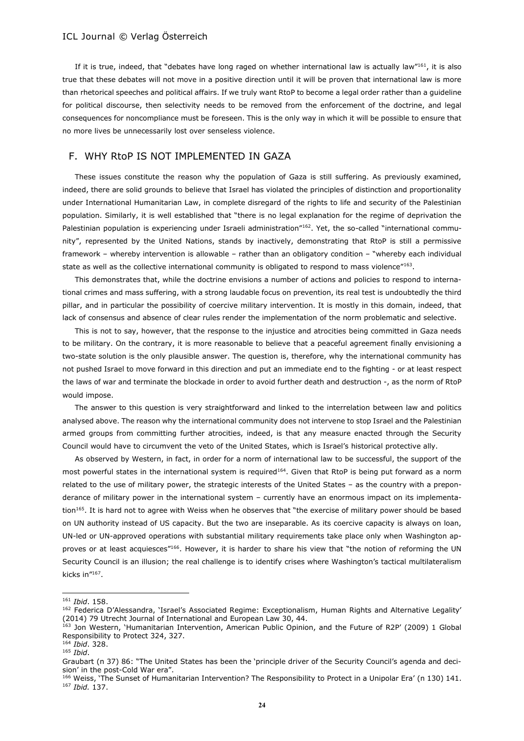If it is true, indeed, that "debates have long raged on whether international law is actually law"[161], it is also true that these debates will not move in a positive direction until it will be proven that international law is more than rhetorical speeches and political affairs. If we truly want RtoP to become a legal order rather than a guideline for political discourse, then selectivity needs to be removed from the enforcement of the doctrine, and legal consequences for noncompliance must be foreseen. This is the only way in which it will be possible to ensure that no more lives be unnecessarily lost over senseless violence.

## F. WHY RtoP IS NOT IMPLEMENTED IN GAZA

These issues constitute the reason why the population of Gaza is still suffering. As previously examined, indeed, there are solid grounds to believe that Israel has violated the principles of distinction and proportionality under International Humanitarian Law, in complete disregard of the rights to life and security of the Palestinian population. Similarly, it is well established that "there is no legal explanation for the regime of deprivation the Palestinian population is experiencing under Israeli administration"[162]. Yet, the so-called "international community", represented by the United Nations, stands by inactively, demonstrating that RtoP is still a permissive framework – whereby intervention is allowable – rather than an obligatory condition – "whereby each individual state as well as the collective international community is obligated to respond to mass violence"[163].

This demonstrates that, while the doctrine envisions a number of actions and policies to respond to international crimes and mass suffering, with a strong laudable focus on prevention, its real test is undoubtedly the third pillar, and in particular the possibility of coercive military intervention. It is mostly in this domain, indeed, that lack of consensus and absence of clear rules render the implementation of the norm problematic and selective.

This is not to say, however, that the response to the injustice and atrocities being committed in Gaza needs to be military. On the contrary, it is more reasonable to believe that a peaceful agreement finally envisioning a two-state solution is the only plausible answer. The question is, therefore, why the international community has not pushed Israel to move forward in this direction and put an immediate end to the fighting - or at least respect the laws of war and terminate the blockade in order to avoid further death and destruction -, as the norm of RtoP would impose.

The answer to this question is very straightforward and linked to the interrelation between law and politics analysed above. The reason why the international community does not intervene to stop Israel and the Palestinian armed groups from committing further atrocities, indeed, is that any measure enacted through the Security Council would have to circumvent the veto of the United States, which is Israel's historical protective ally.

As observed by Western, in fact, in order for a norm of international law to be successful, the support of the most powerful states in the international system is required[164]. Given that RtoP is being put forward as a norm related to the use of military power, the strategic interests of the United States – as the country with a preponderance of military power in the international system – currently have an enormous impact on its implementation[165]. It is hard not to agree with Weiss when he observes that "the exercise of military power should be based on UN authority instead of US capacity. But the two are inseparable. As its coercive capacity is always on loan, UN-led or UN-approved operations with substantial military requirements take place only when Washington approves or at least acquiesces"[166]. However, it is harder to share his view that "the notion of reforming the UN Security Council is an illusion; the real challenge is to identify crises where Washington's tactical multilateralism kicks in"[167].

---

[161] *Ibid*. 158.

[162] Federica D'Alessandra, 'Israel's Associated Regime: Exceptionalism, Human Rights and Alternative Legality' (2014) 79 Utrecht Journal of International and European Law 30, 44.

[163] Jon Western, 'Humanitarian Intervention, American Public Opinion, and the Future of R2P' (2009) 1 Global Responsibility to Protect 324, 327.

[164] *Ibid*. 328.

[165] *Ibid*.

Graubart (n 37) 86: "The United States has been the 'principle driver of the Security Council's agenda and decision' in the post-Cold War era".

[166] Weiss, 'The Sunset of Humanitarian Intervention? The Responsibility to Protect in a Unipolar Era' (n 130) 141.

[167] *Ibid.* 137.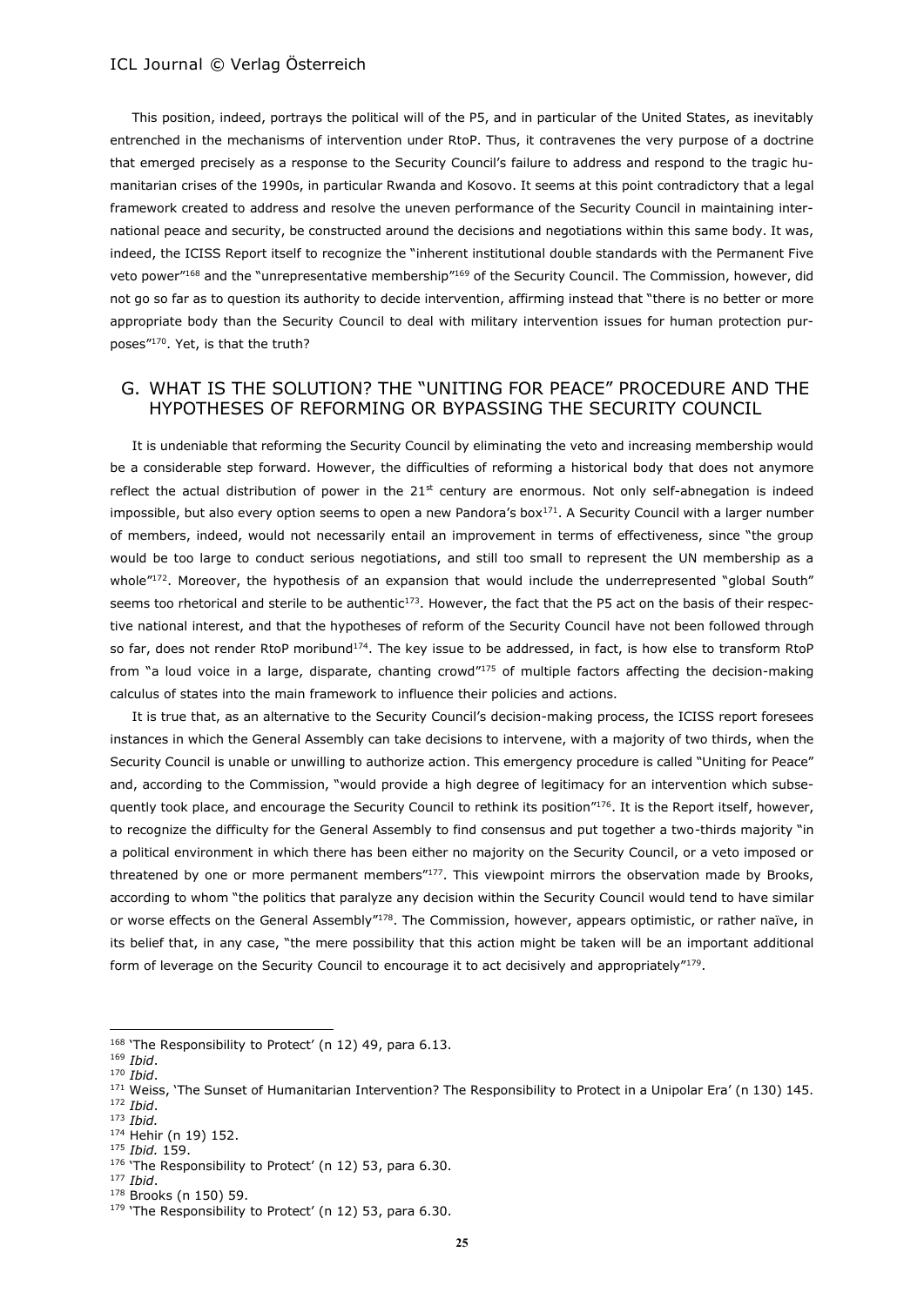This position, indeed, portrays the political will of the P5, and in particular of the United States, as inevitably entrenched in the mechanisms of intervention under RtoP. Thus, it contravenes the very purpose of a doctrine that emerged precisely as a response to the Security Council's failure to address and respond to the tragic humanitarian crises of the 1990s, in particular Rwanda and Kosovo. It seems at this point contradictory that a legal framework created to address and resolve the uneven performance of the Security Council in maintaining international peace and security, be constructed around the decisions and negotiations within this same body. It was, indeed, the ICISS Report itself to recognize the "inherent institutional double standards with the Permanent Five veto power"[168] and the "unrepresentative membership"[169] of the Security Council. The Commission, however, did not go so far as to question its authority to decide intervention, affirming instead that "there is no better or more appropriate body than the Security Council to deal with military intervention issues for human protection purposes"[170]. Yet, is that the truth?

## G. WHAT IS THE SOLUTION? THE "UNITING FOR PEACE" PROCEDURE AND THE HYPOTHESES OF REFORMING OR BYPASSING THE SECURITY COUNCIL

It is undeniable that reforming the Security Council by eliminating the veto and increasing membership would be a considerable step forward. However, the difficulties of reforming a historical body that does not anymore reflect the actual distribution of power in the 21st century are enormous. Not only self-abnegation is indeed impossible, but also every option seems to open a new Pandora's box[171]. A Security Council with a larger number of members, indeed, would not necessarily entail an improvement in terms of effectiveness, since "the group would be too large to conduct serious negotiations, and still too small to represent the UN membership as a whole"[172]. Moreover, the hypothesis of an expansion that would include the underrepresented "global South" seems too rhetorical and sterile to be authentic[173]. However, the fact that the P5 act on the basis of their respective national interest, and that the hypotheses of reform of the Security Council have not been followed through so far, does not render RtoP moribund[174]. The key issue to be addressed, in fact, is how else to transform RtoP from "a loud voice in a large, disparate, chanting crowd"[175] of multiple factors affecting the decision-making calculus of states into the main framework to influence their policies and actions.

It is true that, as an alternative to the Security Council's decision-making process, the ICISS report foresees instances in which the General Assembly can take decisions to intervene, with a majority of two thirds, when the Security Council is unable or unwilling to authorize action. This emergency procedure is called "Uniting for Peace" and, according to the Commission, "would provide a high degree of legitimacy for an intervention which subsequently took place, and encourage the Security Council to rethink its position"[176]. It is the Report itself, however, to recognize the difficulty for the General Assembly to find consensus and put together a two-thirds majority "in a political environment in which there has been either no majority on the Security Council, or a veto imposed or threatened by one or more permanent members"[177]. This viewpoint mirrors the observation made by Brooks, according to whom "the politics that paralyze any decision within the Security Council would tend to have similar or worse effects on the General Assembly"[178]. The Commission, however, appears optimistic, or rather naïve, in its belief that, in any case, "the mere possibility that this action might be taken will be an important additional form of leverage on the Security Council to encourage it to act decisively and appropriately"[179].

---

[168] 'The Responsibility to Protect' (n 12) 49, para 6.13.
[169] *Ibid*.
[170] *Ibid*.
[171] Weiss, 'The Sunset of Humanitarian Intervention? The Responsibility to Protect in a Unipolar Era' (n 130) 145.
[172] *Ibid*.
[173] *Ibid.*
[174] Hehir (n 19) 152.
[175] *Ibid.* 159.
[176] 'The Responsibility to Protect' (n 12) 53, para 6.30.
[177] *Ibid*.
[178] Brooks (n 150) 59.
[179] 'The Responsibility to Protect' (n 12) 53, para 6.30.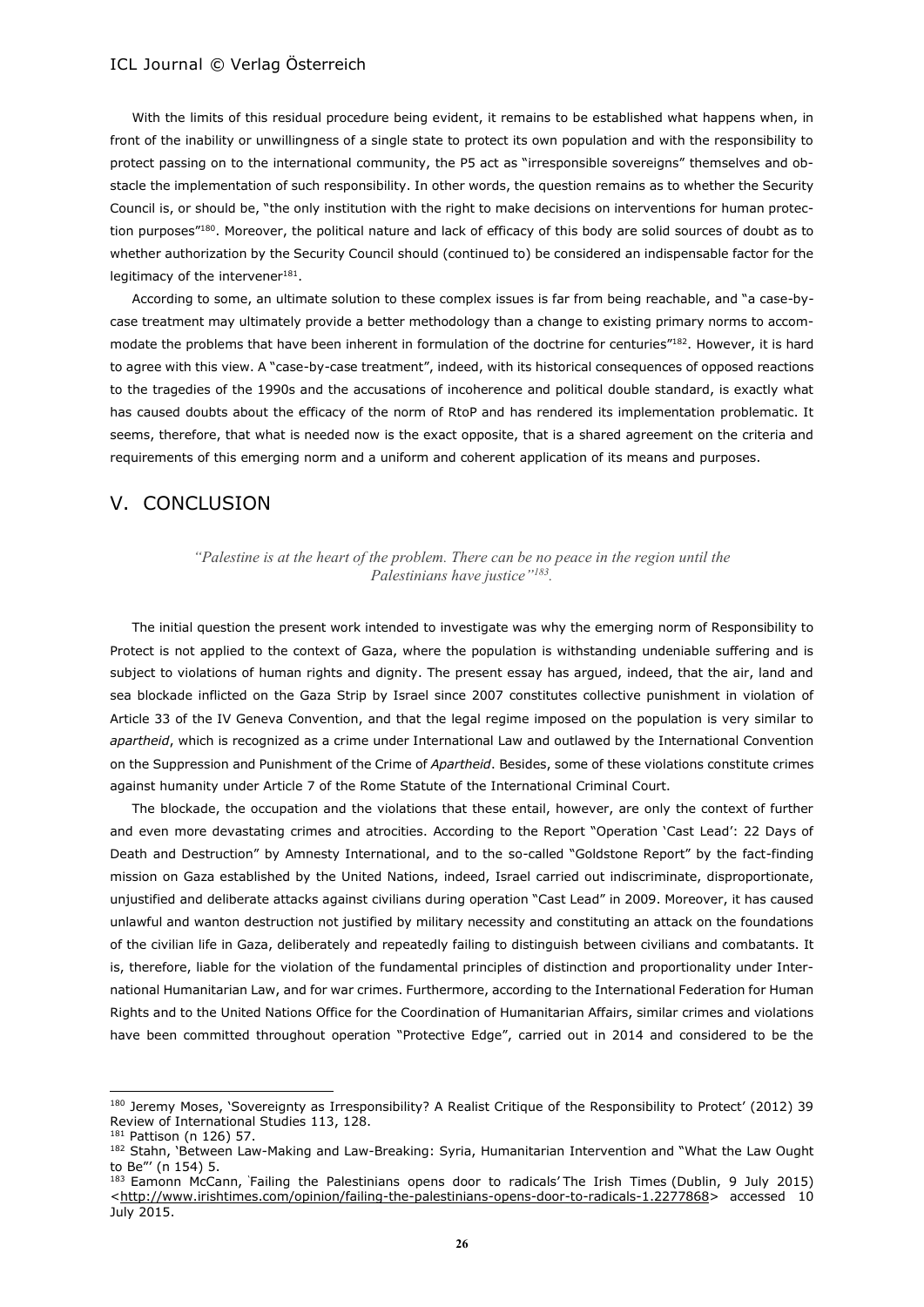With the limits of this residual procedure being evident, it remains to be established what happens when, in front of the inability or unwillingness of a single state to protect its own population and with the responsibility to protect passing on to the international community, the P5 act as "irresponsible sovereigns" themselves and obstacle the implementation of such responsibility. In other words, the question remains as to whether the Security Council is, or should be, "the only institution with the right to make decisions on interventions for human protection purposes"[180]. Moreover, the political nature and lack of efficacy of this body are solid sources of doubt as to whether authorization by the Security Council should (continued to) be considered an indispensable factor for the legitimacy of the intervener[181].

According to some, an ultimate solution to these complex issues is far from being reachable, and "a case-by-case treatment may ultimately provide a better methodology than a change to existing primary norms to accommodate the problems that have been inherent in formulation of the doctrine for centuries"[182]. However, it is hard to agree with this view. A "case-by-case treatment", indeed, with its historical consequences of opposed reactions to the tragedies of the 1990s and the accusations of incoherence and political double standard, is exactly what has caused doubts about the efficacy of the norm of RtoP and has rendered its implementation problematic. It seems, therefore, that what is needed now is the exact opposite, that is a shared agreement on the criteria and requirements of this emerging norm and a uniform and coherent application of its means and purposes.

## V. CONCLUSION

*"Palestine is at the heart of the problem. There can be no peace in the region until the Palestinians have justice"[183].*

The initial question the present work intended to investigate was why the emerging norm of Responsibility to Protect is not applied to the context of Gaza, where the population is withstanding undeniable suffering and is subject to violations of human rights and dignity. The present essay has argued, indeed, that the air, land and sea blockade inflicted on the Gaza Strip by Israel since 2007 constitutes collective punishment in violation of Article 33 of the IV Geneva Convention, and that the legal regime imposed on the population is very similar to *apartheid*, which is recognized as a crime under International Law and outlawed by the International Convention on the Suppression and Punishment of the Crime of *Apartheid*. Besides, some of these violations constitute crimes against humanity under Article 7 of the Rome Statute of the International Criminal Court.

The blockade, the occupation and the violations that these entail, however, are only the context of further and even more devastating crimes and atrocities. According to the Report "Operation 'Cast Lead': 22 Days of Death and Destruction" by Amnesty International, and to the so-called "Goldstone Report" by the fact-finding mission on Gaza established by the United Nations, indeed, Israel carried out indiscriminate, disproportionate, unjustified and deliberate attacks against civilians during operation "Cast Lead" in 2009. Moreover, it has caused unlawful and wanton destruction not justified by military necessity and constituting an attack on the foundations of the civilian life in Gaza, deliberately and repeatedly failing to distinguish between civilians and combatants. It is, therefore, liable for the violation of the fundamental principles of distinction and proportionality under International Humanitarian Law, and for war crimes. Furthermore, according to the International Federation for Human Rights and to the United Nations Office for the Coordination of Humanitarian Affairs, similar crimes and violations have been committed throughout operation "Protective Edge", carried out in 2014 and considered to be the

---

[180] Jeremy Moses, 'Sovereignty as Irresponsibility? A Realist Critique of the Responsibility to Protect' (2012) 39 Review of International Studies 113, 128.

[181] Pattison (n 126) 57.

[182] Stahn, 'Between Law-Making and Law-Breaking: Syria, Humanitarian Intervention and "What the Law Ought to Be"' (n 154) 5.

[183] Eamonn McCann, 'Failing the Palestinians opens door to radicals' The Irish Times (Dublin, 9 July 2015) <http://www.irishtimes.com/opinion/failing-the-palestinians-opens-door-to-radicals-1.2277868> accessed 10 July 2015.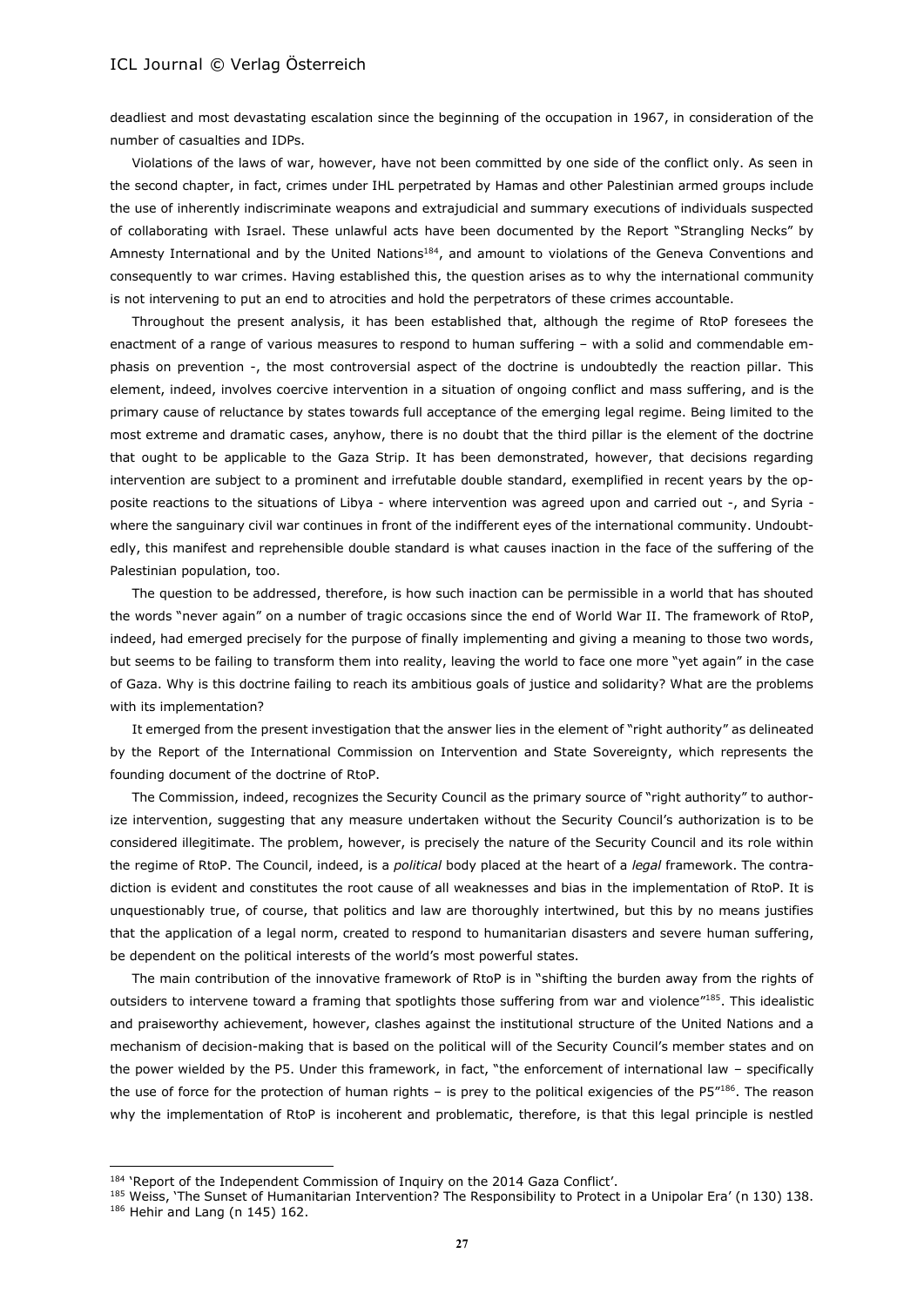deadliest and most devastating escalation since the beginning of the occupation in 1967, in consideration of the number of casualties and IDPs.

Violations of the laws of war, however, have not been committed by one side of the conflict only. As seen in the second chapter, in fact, crimes under IHL perpetrated by Hamas and other Palestinian armed groups include the use of inherently indiscriminate weapons and extrajudicial and summary executions of individuals suspected of collaborating with Israel. These unlawful acts have been documented by the Report "Strangling Necks" by Amnesty International and by the United Nations[184], and amount to violations of the Geneva Conventions and consequently to war crimes. Having established this, the question arises as to why the international community is not intervening to put an end to atrocities and hold the perpetrators of these crimes accountable.

Throughout the present analysis, it has been established that, although the regime of RtoP foresees the enactment of a range of various measures to respond to human suffering – with a solid and commendable emphasis on prevention -, the most controversial aspect of the doctrine is undoubtedly the reaction pillar. This element, indeed, involves coercive intervention in a situation of ongoing conflict and mass suffering, and is the primary cause of reluctance by states towards full acceptance of the emerging legal regime. Being limited to the most extreme and dramatic cases, anyhow, there is no doubt that the third pillar is the element of the doctrine that ought to be applicable to the Gaza Strip. It has been demonstrated, however, that decisions regarding intervention are subject to a prominent and irrefutable double standard, exemplified in recent years by the opposite reactions to the situations of Libya - where intervention was agreed upon and carried out -, and Syria - where the sanguinary civil war continues in front of the indifferent eyes of the international community. Undoubtedly, this manifest and reprehensible double standard is what causes inaction in the face of the suffering of the Palestinian population, too.

The question to be addressed, therefore, is how such inaction can be permissible in a world that has shouted the words "never again" on a number of tragic occasions since the end of World War II. The framework of RtoP, indeed, had emerged precisely for the purpose of finally implementing and giving a meaning to those two words, but seems to be failing to transform them into reality, leaving the world to face one more "yet again" in the case of Gaza. Why is this doctrine failing to reach its ambitious goals of justice and solidarity? What are the problems with its implementation?

It emerged from the present investigation that the answer lies in the element of "right authority" as delineated by the Report of the International Commission on Intervention and State Sovereignty, which represents the founding document of the doctrine of RtoP.

The Commission, indeed, recognizes the Security Council as the primary source of "right authority" to authorize intervention, suggesting that any measure undertaken without the Security Council's authorization is to be considered illegitimate. The problem, however, is precisely the nature of the Security Council and its role within the regime of RtoP. The Council, indeed, is a *political* body placed at the heart of a *legal* framework. The contradiction is evident and constitutes the root cause of all weaknesses and bias in the implementation of RtoP. It is unquestionably true, of course, that politics and law are thoroughly intertwined, but this by no means justifies that the application of a legal norm, created to respond to humanitarian disasters and severe human suffering, be dependent on the political interests of the world's most powerful states.

The main contribution of the innovative framework of RtoP is in "shifting the burden away from the rights of outsiders to intervene toward a framing that spotlights those suffering from war and violence"[185]. This idealistic and praiseworthy achievement, however, clashes against the institutional structure of the United Nations and a mechanism of decision-making that is based on the political will of the Security Council's member states and on the power wielded by the P5. Under this framework, in fact, "the enforcement of international law – specifically the use of force for the protection of human rights – is prey to the political exigencies of the P5"[186]. The reason why the implementation of RtoP is incoherent and problematic, therefore, is that this legal principle is nestled

---

[184] 'Report of the Independent Commission of Inquiry on the 2014 Gaza Conflict'.

[185] Weiss, 'The Sunset of Humanitarian Intervention? The Responsibility to Protect in a Unipolar Era' (n 130) 138.

[186] Hehir and Lang (n 145) 162.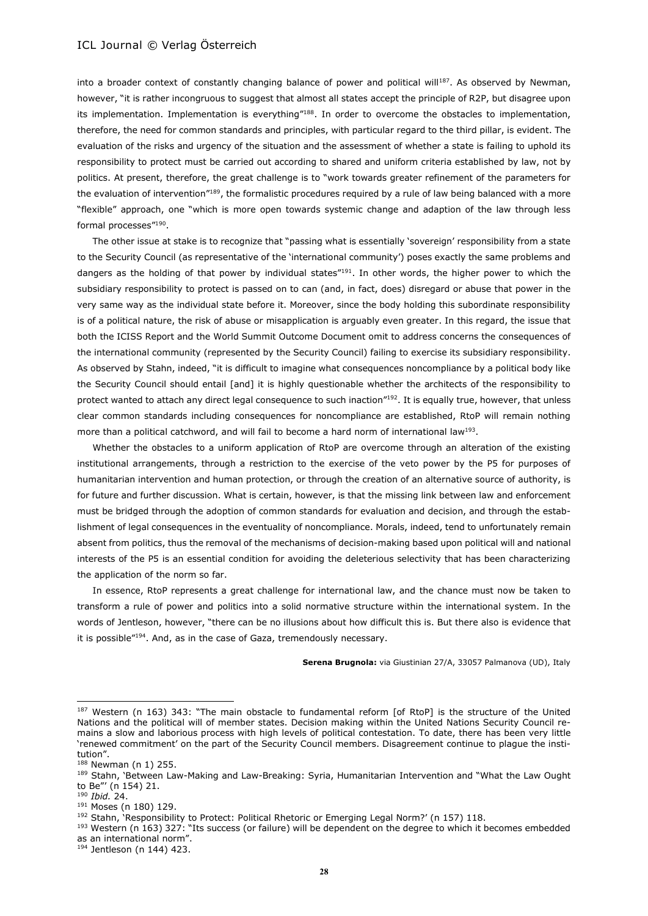into a broader context of constantly changing balance of power and political will[187]. As observed by Newman, however, "it is rather incongruous to suggest that almost all states accept the principle of R2P, but disagree upon its implementation. Implementation is everything"[188]. In order to overcome the obstacles to implementation, therefore, the need for common standards and principles, with particular regard to the third pillar, is evident. The evaluation of the risks and urgency of the situation and the assessment of whether a state is failing to uphold its responsibility to protect must be carried out according to shared and uniform criteria established by law, not by politics. At present, therefore, the great challenge is to "work towards greater refinement of the parameters for the evaluation of intervention"[189], the formalistic procedures required by a rule of law being balanced with a more "flexible" approach, one "which is more open towards systemic change and adaption of the law through less formal processes"[190].

The other issue at stake is to recognize that "passing what is essentially 'sovereign' responsibility from a state to the Security Council (as representative of the 'international community') poses exactly the same problems and dangers as the holding of that power by individual states"[191]. In other words, the higher power to which the subsidiary responsibility to protect is passed on to can (and, in fact, does) disregard or abuse that power in the very same way as the individual state before it. Moreover, since the body holding this subordinate responsibility is of a political nature, the risk of abuse or misapplication is arguably even greater. In this regard, the issue that both the ICISS Report and the World Summit Outcome Document omit to address concerns the consequences of the international community (represented by the Security Council) failing to exercise its subsidiary responsibility. As observed by Stahn, indeed, "it is difficult to imagine what consequences noncompliance by a political body like the Security Council should entail [and] it is highly questionable whether the architects of the responsibility to protect wanted to attach any direct legal consequence to such inaction"[192]. It is equally true, however, that unless clear common standards including consequences for noncompliance are established, RtoP will remain nothing more than a political catchword, and will fail to become a hard norm of international law[193].

Whether the obstacles to a uniform application of RtoP are overcome through an alteration of the existing institutional arrangements, through a restriction to the exercise of the veto power by the P5 for purposes of humanitarian intervention and human protection, or through the creation of an alternative source of authority, is for future and further discussion. What is certain, however, is that the missing link between law and enforcement must be bridged through the adoption of common standards for evaluation and decision, and through the establishment of legal consequences in the eventuality of noncompliance. Morals, indeed, tend to unfortunately remain absent from politics, thus the removal of the mechanisms of decision-making based upon political will and national interests of the P5 is an essential condition for avoiding the deleterious selectivity that has been characterizing the application of the norm so far.

In essence, RtoP represents a great challenge for international law, and the chance must now be taken to transform a rule of power and politics into a solid normative structure within the international system. In the words of Jentleson, however, "there can be no illusions about how difficult this is. But there also is evidence that it is possible"[194]. And, as in the case of Gaza, tremendously necessary.

**Serena Brugnola:** via Giustinian 27/A, 33057 Palmanova (UD), Italy

---

[187] Western (n 163) 343: "The main obstacle to fundamental reform [of RtoP] is the structure of the United Nations and the political will of member states. Decision making within the United Nations Security Council remains a slow and laborious process with high levels of political contestation. To date, there has been very little 'renewed commitment' on the part of the Security Council members. Disagreement continue to plague the institution".

[188] Newman (n 1) 255.

[189] Stahn, 'Between Law-Making and Law-Breaking: Syria, Humanitarian Intervention and "What the Law Ought to Be"' (n 154) 21.

[190] *Ibid.* 24.

[191] Moses (n 180) 129.

[192] Stahn, 'Responsibility to Protect: Political Rhetoric or Emerging Legal Norm?' (n 157) 118.

[193] Western (n 163) 327: "Its success (or failure) will be dependent on the degree to which it becomes embedded as an international norm".

[194] Jentleson (n 144) 423.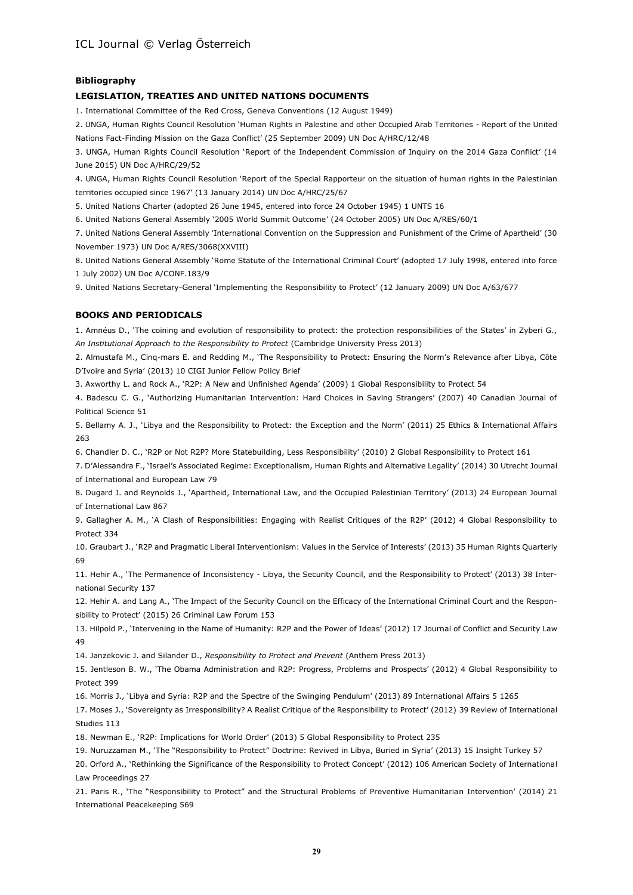## Bibliography

### LEGISLATION, TREATIES AND UNITED NATIONS DOCUMENTS

1. International Committee of the Red Cross, Geneva Conventions (12 August 1949)
2. UNGA, Human Rights Council Resolution 'Human Rights in Palestine and other Occupied Arab Territories - Report of the United Nations Fact-Finding Mission on the Gaza Conflict' (25 September 2009) UN Doc A/HRC/12/48
3. UNGA, Human Rights Council Resolution 'Report of the Independent Commission of Inquiry on the 2014 Gaza Conflict' (14 June 2015) UN Doc A/HRC/29/52
4. UNGA, Human Rights Council Resolution 'Report of the Special Rapporteur on the situation of human rights in the Palestinian territories occupied since 1967' (13 January 2014) UN Doc A/HRC/25/67
5. United Nations Charter (adopted 26 June 1945, entered into force 24 October 1945) 1 UNTS 16
6. United Nations General Assembly '2005 World Summit Outcome' (24 October 2005) UN Doc A/RES/60/1
7. United Nations General Assembly 'International Convention on the Suppression and Punishment of the Crime of Apartheid' (30 November 1973) UN Doc A/RES/3068(XXVIII)
8. United Nations General Assembly 'Rome Statute of the International Criminal Court' (adopted 17 July 1998, entered into force 1 July 2002) UN Doc A/CONF.183/9
9. United Nations Secretary-General 'Implementing the Responsibility to Protect' (12 January 2009) UN Doc A/63/677

### BOOKS AND PERIODICALS

1. Amnéus D., 'The coining and evolution of responsibility to protect: the protection responsibilities of the States' in Zyberi G., *An Institutional Approach to the Responsibility to Protect* (Cambridge University Press 2013)
2. Almustafa M., Cinq-mars E. and Redding M., 'The Responsibility to Protect: Ensuring the Norm's Relevance after Libya, Côte D'Ivoire and Syria' (2013) 10 CIGI Junior Fellow Policy Brief
3. Axworthy L. and Rock A., 'R2P: A New and Unfinished Agenda' (2009) 1 Global Responsibility to Protect 54
4. Badescu C. G., 'Authorizing Humanitarian Intervention: Hard Choices in Saving Strangers' (2007) 40 Canadian Journal of Political Science 51
5. Bellamy A. J., 'Libya and the Responsibility to Protect: the Exception and the Norm' (2011) 25 Ethics & International Affairs 263
6. Chandler D. C., 'R2P or Not R2P? More Statebuilding, Less Responsibility' (2010) 2 Global Responsibility to Protect 161
7. D'Alessandra F., 'Israel's Associated Regime: Exceptionalism, Human Rights and Alternative Legality' (2014) 30 Utrecht Journal of International and European Law 79
8. Dugard J. and Reynolds J., 'Apartheid, International Law, and the Occupied Palestinian Territory' (2013) 24 European Journal of International Law 867
9. Gallagher A. M., 'A Clash of Responsibilities: Engaging with Realist Critiques of the R2P' (2012) 4 Global Responsibility to Protect 334
10. Graubart J., 'R2P and Pragmatic Liberal Interventionism: Values in the Service of Interests' (2013) 35 Human Rights Quarterly 69
11. Hehir A., 'The Permanence of Inconsistency - Libya, the Security Council, and the Responsibility to Protect' (2013) 38 International Security 137
12. Hehir A. and Lang A., 'The Impact of the Security Council on the Efficacy of the International Criminal Court and the Responsibility to Protect' (2015) 26 Criminal Law Forum 153
13. Hilpold P., 'Intervening in the Name of Humanity: R2P and the Power of Ideas' (2012) 17 Journal of Conflict and Security Law 49
14. Janzekovic J. and Silander D., *Responsibility to Protect and Prevent* (Anthem Press 2013)
15. Jentleson B. W., 'The Obama Administration and R2P: Progress, Problems and Prospects' (2012) 4 Global Responsibility to Protect 399
16. Morris J., 'Libya and Syria: R2P and the Spectre of the Swinging Pendulum' (2013) 89 International Affairs 5 1265
17. Moses J., 'Sovereignty as Irresponsibility? A Realist Critique of the Responsibility to Protect' (2012) 39 Review of International Studies 113
18. Newman E., 'R2P: Implications for World Order' (2013) 5 Global Responsibility to Protect 235
19. Nuruzzaman M., 'The "Responsibility to Protect" Doctrine: Revived in Libya, Buried in Syria' (2013) 15 Insight Turkey 57
20. Orford A., 'Rethinking the Significance of the Responsibility to Protect Concept' (2012) 106 American Society of International Law Proceedings 27
21. Paris R., 'The "Responsibility to Protect" and the Structural Problems of Preventive Humanitarian Intervention' (2014) 21 International Peacekeeping 569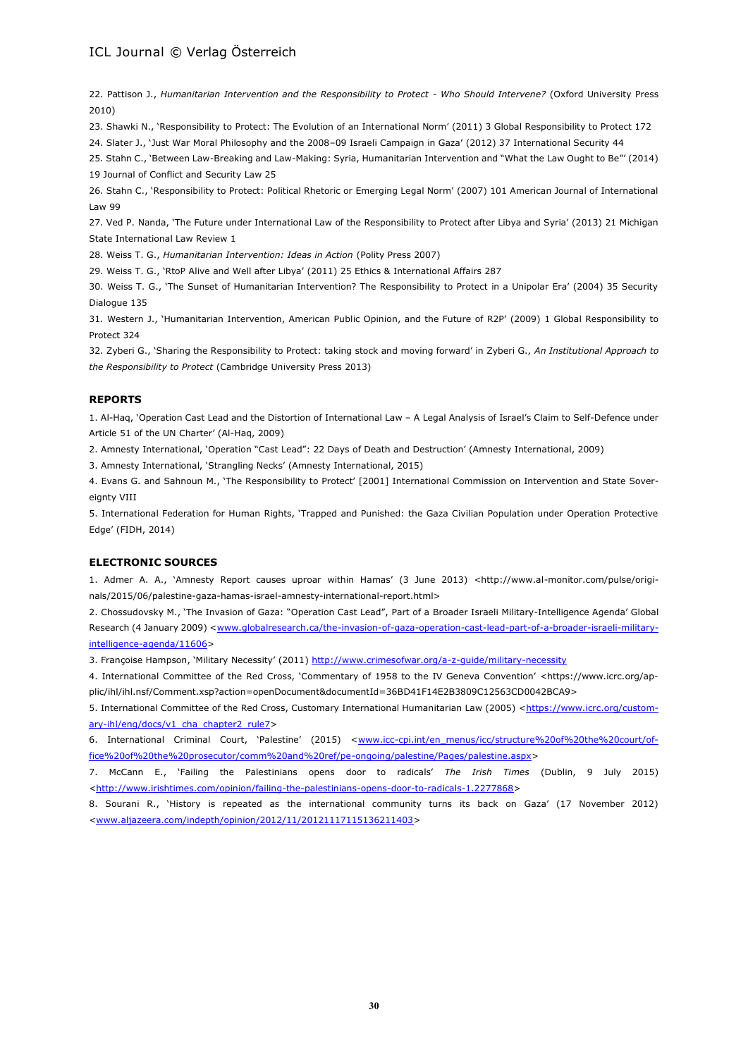22. Pattison J., *Humanitarian Intervention and the Responsibility to Protect - Who Should Intervene?* (Oxford University Press 2010)

23. Shawki N., 'Responsibility to Protect: The Evolution of an International Norm' (2011) 3 Global Responsibility to Protect 172

24. Slater J., 'Just War Moral Philosophy and the 2008–09 Israeli Campaign in Gaza' (2012) 37 International Security 44

25. Stahn C., 'Between Law-Breaking and Law-Making: Syria, Humanitarian Intervention and "What the Law Ought to Be"' (2014) 19 Journal of Conflict and Security Law 25

26. Stahn C., 'Responsibility to Protect: Political Rhetoric or Emerging Legal Norm' (2007) 101 American Journal of International Law 99

27. Ved P. Nanda, 'The Future under International Law of the Responsibility to Protect after Libya and Syria' (2013) 21 Michigan State International Law Review 1

28. Weiss T. G., *Humanitarian Intervention: Ideas in Action* (Polity Press 2007)

29. Weiss T. G., 'RtoP Alive and Well after Libya' (2011) 25 Ethics & International Affairs 287

30. Weiss T. G., 'The Sunset of Humanitarian Intervention? The Responsibility to Protect in a Unipolar Era' (2004) 35 Security Dialogue 135

31. Western J., 'Humanitarian Intervention, American Public Opinion, and the Future of R2P' (2009) 1 Global Responsibility to Protect 324

32. Zyberi G., 'Sharing the Responsibility to Protect: taking stock and moving forward' in Zyberi G., *An Institutional Approach to the Responsibility to Protect* (Cambridge University Press 2013)

## REPORTS

1. Al-Haq, 'Operation Cast Lead and the Distortion of International Law – A Legal Analysis of Israel's Claim to Self-Defence under Article 51 of the UN Charter' (Al-Haq, 2009)

2. Amnesty International, 'Operation "Cast Lead": 22 Days of Death and Destruction' (Amnesty International, 2009)

3. Amnesty International, 'Strangling Necks' (Amnesty International, 2015)

4. Evans G. and Sahnoun M., 'The Responsibility to Protect' [2001] International Commission on Intervention and State Sovereignty VIII

5. International Federation for Human Rights, 'Trapped and Punished: the Gaza Civilian Population under Operation Protective Edge' (FIDH, 2014)

## ELECTRONIC SOURCES

1. Admer A. A., 'Amnesty Report causes uproar within Hamas' (3 June 2013) <http://www.al-monitor.com/pulse/originals/2015/06/palestine-gaza-hamas-israel-amnesty-international-report.html>

2. Chossudovsky M., 'The Invasion of Gaza: "Operation Cast Lead", Part of a Broader Israeli Military-Intelligence Agenda' Global Research (4 January 2009) <www.globalresearch.ca/the-invasion-of-gaza-operation-cast-lead-part-of-a-broader-israeli-military-intelligence-agenda/11606>

3. Françoise Hampson, 'Military Necessity' (2011) http://www.crimesofwar.org/a-z-guide/military-necessity

4. International Committee of the Red Cross, 'Commentary of 1958 to the IV Geneva Convention' <https://www.icrc.org/applic/ihl/ihl.nsf/Comment.xsp?action=openDocument&documentId=36BD41F14E2B3809C12563CD0042BCA9>

5. International Committee of the Red Cross, Customary International Humanitarian Law (2005) <https://www.icrc.org/customary-ihl/eng/docs/v1_cha_chapter2_rule7>

6. International Criminal Court, 'Palestine' (2015) <www.icc-cpi.int/en_menus/icc/structure%20of%20the%20court/office%20of%20the%20prosecutor/comm%20and%20ref/pe-ongoing/palestine/Pages/palestine.aspx>

7. McCann E., 'Failing the Palestinians opens door to radicals' *The Irish Times* (Dublin, 9 July 2015) <http://www.irishtimes.com/opinion/failing-the-palestinians-opens-door-to-radicals-1.2277868>

8. Sourani R., 'History is repeated as the international community turns its back on Gaza' (17 November 2012) <www.aljazeera.com/indepth/opinion/2012/11/20121117115136211403>